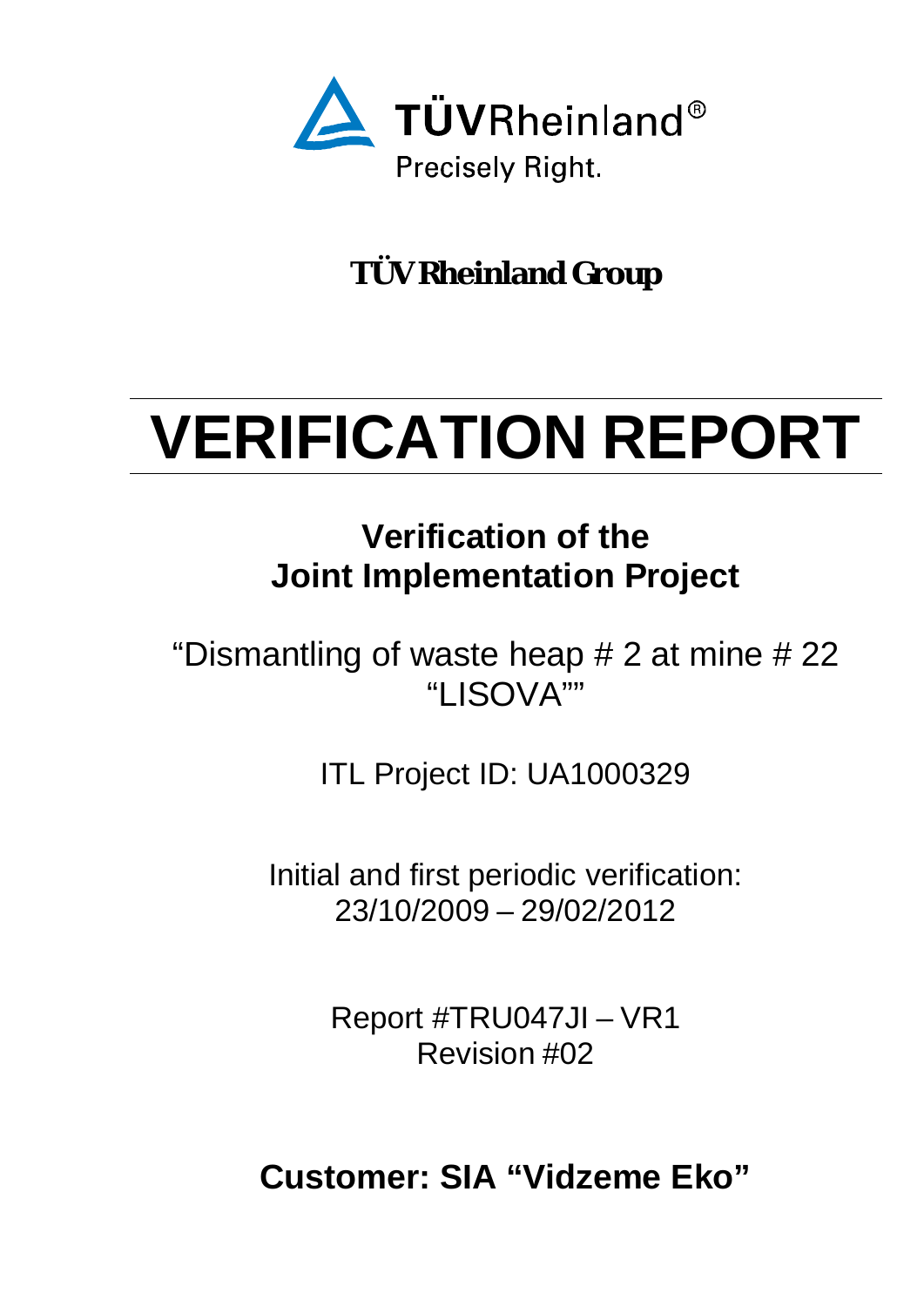TÜVRheinland®

Precisely Right.

**TÜV Rheinland Group**

# VERIFICATION REPORT

## Verification of the Joint Implementation Project

“Dismantling of waste heap # 2 at mine # 22 “LISOVA””

ITL Project ID: UA1000329

Initial and first periodic verification:
23/10/2009 – 29/02/2012

Report #TRU047JI – VR1
Revision #02

**Customer: SIA “Vidzeme Eko”**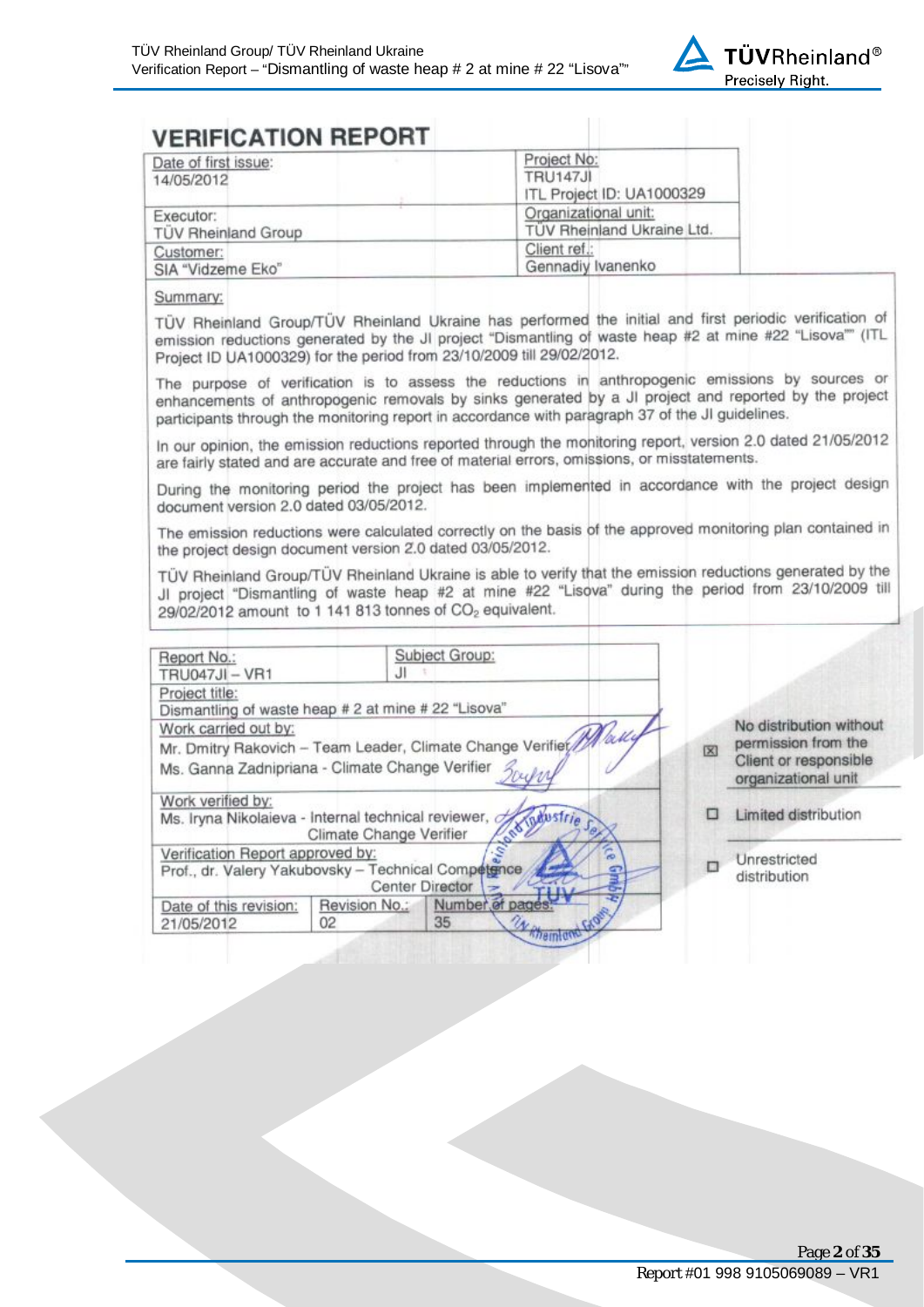# VERIFICATION REPORT

| Date of first issue: 14/05/2012 | Project No: TRU147JI ITL Project ID: UA1000329 |
|---|---|
| Executor: TÜV Rheinland Group | Organizational unit: TÜV Rheinland Ukraine Ltd. |
| Customer: SIA "Vidzeme Eko" | Client ref.: Gennadiy Ivanenko |

**Summary:**

TÜV Rheinland Group/TÜV Rheinland Ukraine has performed the initial and first periodic verification of emission reductions generated by the JI project "Dismantling of waste heap #2 at mine #22 "Lisova"" (ITL Project ID UA1000329) for the period from 23/10/2009 till 29/02/2012.

The purpose of verification is to assess the reductions in anthropogenic emissions by sources or enhancements of anthropogenic removals by sinks generated by a JI project and reported by the project participants through the monitoring report in accordance with paragraph 37 of the JI guidelines.

In our opinion, the emission reductions reported through the monitoring report, version 2.0 dated 21/05/2012 are fairly stated and are accurate and free of material errors, omissions, or misstatements.

During the monitoring period the project has been implemented in accordance with the project design document version 2.0 dated 03/05/2012.

The emission reductions were calculated correctly on the basis of the approved monitoring plan contained in the project design document version 2.0 dated 03/05/2012.

TÜV Rheinland Group/TÜV Rheinland Ukraine is able to verify that the emission reductions generated by the JI project "Dismantling of waste heap #2 at mine #22 "Lisova" during the period from 23/10/2009 till 29/02/2012 amount to 1 141 813 tonnes of $CO_2$ equivalent.

| Report No.: TRU047JI – VR1 | | Subject Group: JI |
|---|---|---|
| Project title: Dismantling of waste heap # 2 at mine # 22 "Lisova" | | |
| Work carried out by: Mr. Dmitry Rakovich – Team Leader, Climate Change Verifier; Ms. Ganna Zadnipriana - Climate Change Verifier | | |
| Work verified by: Ms. Iryna Nikolaieva - Internal technical reviewer, Climate Change Verifier | | |
| Verification Report approved by: Prof., dr. Valery Yakubovsky – Technical Competence Center Director | | |
| Date of this revision: 21/05/2012 | Revision No.: 02 | Number of pages: 35 |

- [x] No distribution without permission from the Client or responsible organizational unit
- [ ] Limited distribution
- [ ] Unrestricted distribution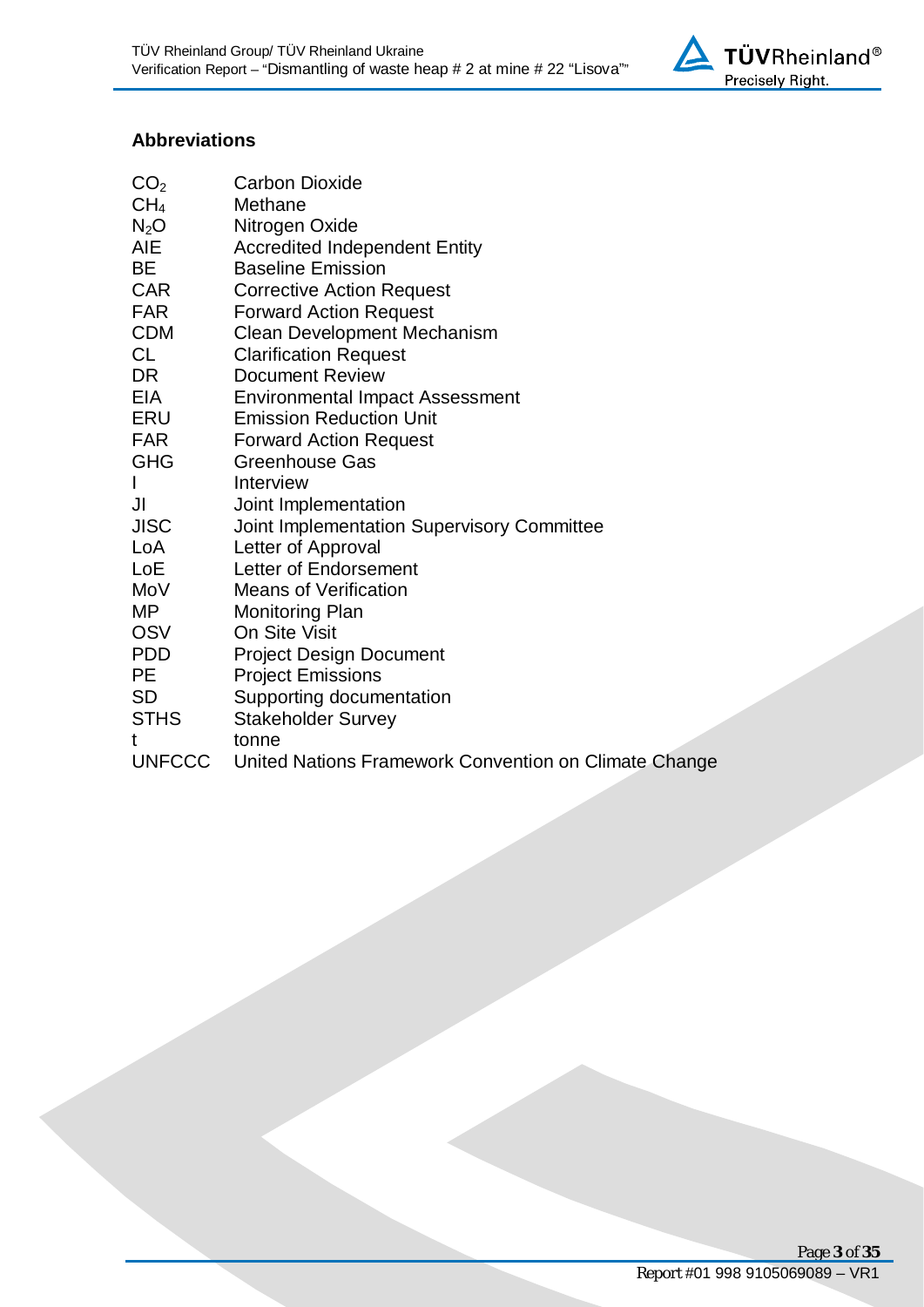## Abbreviations

| | |
|---|---|
| $CO_2$ | Carbon Dioxide |
| $CH_4$ | Methane |
| $N_2O$ | Nitrogen Oxide |
| AIE | Accredited Independent Entity |
| BE | Baseline Emission |
| CAR | Corrective Action Request |
| FAR | Forward Action Request |
| CDM | Clean Development Mechanism |
| CL | Clarification Request |
| DR | Document Review |
| EIA | Environmental Impact Assessment |
| ERU | Emission Reduction Unit |
| FAR | Forward Action Request |
| GHG | Greenhouse Gas |
| I | Interview |
| JI | Joint Implementation |
| JISC | Joint Implementation Supervisory Committee |
| LoA | Letter of Approval |
| LoE | Letter of Endorsement |
| MoV | Means of Verification |
| MP | Monitoring Plan |
| OSV | On Site Visit |
| PDD | Project Design Document |
| PE | Project Emissions |
| SD | Supporting documentation |
| STHS | Stakeholder Survey |
| t | tonne |
| UNFCCC | United Nations Framework Convention on Climate Change |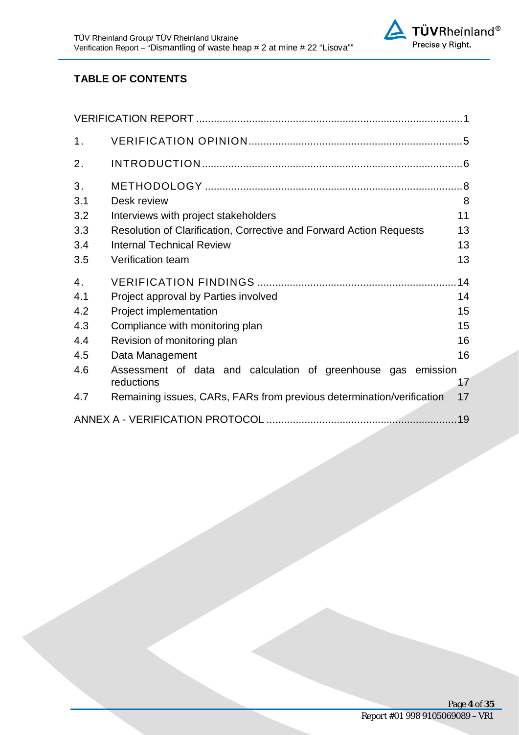## TABLE OF CONTENTS

| | | |
|---|---|---|
| VERIFICATION REPORT | | 1 |
| 1. | VERIFICATION OPINION | 5 |
| 2. | INTRODUCTION | 6 |
| 3. | METHODOLOGY | 8 |
| 3.1 | Desk review | 8 |
| 3.2 | Interviews with project stakeholders | 11 |
| 3.3 | Resolution of Clarification, Corrective and Forward Action Requests | 13 |
| 3.4 | Internal Technical Review | 13 |
| 3.5 | Verification team | 13 |
| 4. | VERIFICATION FINDINGS | 14 |
| 4.1 | Project approval by Parties involved | 14 |
| 4.2 | Project implementation | 15 |
| 4.3 | Compliance with monitoring plan | 15 |
| 4.4 | Revision of monitoring plan | 16 |
| 4.5 | Data Management | 16 |
| 4.6 | Assessment of data and calculation of greenhouse gas emission reductions | 17 |
| 4.7 | Remaining issues, CARs, FARs from previous determination/verification | 17 |
| ANNEX A - VERIFICATION PROTOCOL | | 19 |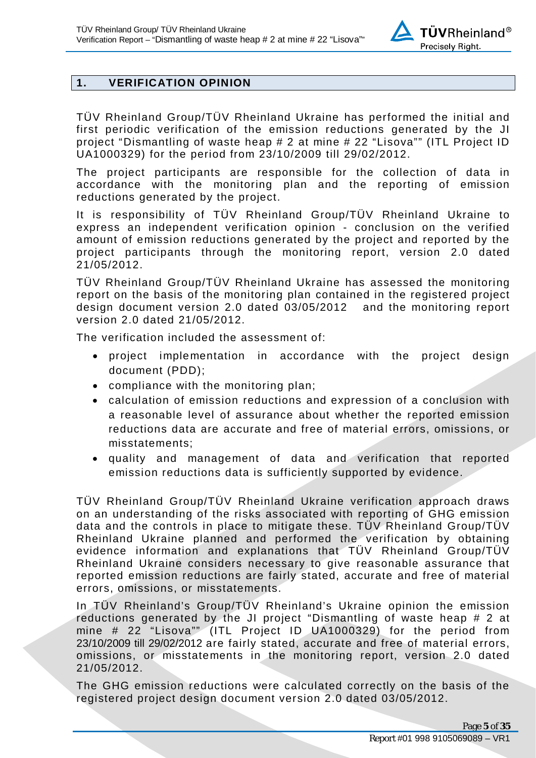## 1. VERIFICATION OPINION

TÜV Rheinland Group/TÜV Rheinland Ukraine has performed the initial and first periodic verification of the emission reductions generated by the JI project "Dismantling of waste heap # 2 at mine # 22 "Lisova"" (ITL Project ID UA1000329) for the period from 23/10/2009 till 29/02/2012.

The project participants are responsible for the collection of data in accordance with the monitoring plan and the reporting of emission reductions generated by the project.

It is responsibility of TÜV Rheinland Group/TÜV Rheinland Ukraine to express an independent verification opinion - conclusion on the verified amount of emission reductions generated by the project and reported by the project participants through the monitoring report, version 2.0 dated 21/05/2012.

TÜV Rheinland Group/TÜV Rheinland Ukraine has assessed the monitoring report on the basis of the monitoring plan contained in the registered project design document version 2.0 dated 03/05/2012 and the monitoring report version 2.0 dated 21/05/2012.

The verification included the assessment of:

- project implementation in accordance with the project design document (PDD);
- compliance with the monitoring plan;
- calculation of emission reductions and expression of a conclusion with a reasonable level of assurance about whether the reported emission reductions data are accurate and free of material errors, omissions, or misstatements;
- quality and management of data and verification that reported emission reductions data is sufficiently supported by evidence.

TÜV Rheinland Group/TÜV Rheinland Ukraine verification approach draws on an understanding of the risks associated with reporting of GHG emission data and the controls in place to mitigate these. TÜV Rheinland Group/TÜV Rheinland Ukraine planned and performed the verification by obtaining evidence information and explanations that TÜV Rheinland Group/TÜV Rheinland Ukraine considers necessary to give reasonable assurance that reported emission reductions are fairly stated, accurate and free of material errors, omissions, or misstatements.

In TÜV Rheinland's Group/TÜV Rheinland's Ukraine opinion the emission reductions generated by the JI project "Dismantling of waste heap # 2 at mine # 22 "Lisova"" (ITL Project ID UA1000329) for the period from 23/10/2009 till 29/02/2012 are fairly stated, accurate and free of material errors, omissions, or misstatements in the monitoring report, version 2.0 dated 21/05/2012.

The GHG emission reductions were calculated correctly on the basis of the registered project design document version 2.0 dated 03/05/2012.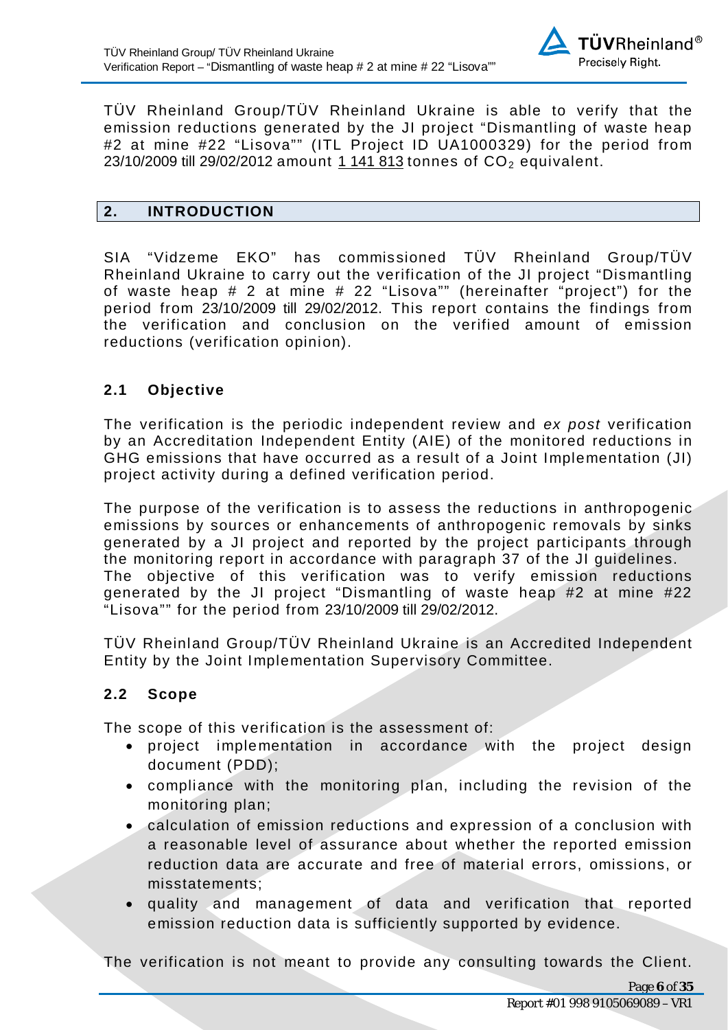TÜV Rheinland Group/TÜV Rheinland Ukraine is able to verify that the emission reductions generated by the JI project "Dismantling of waste heap #2 at mine #22 "Lisova"" (ITL Project ID UA1000329) for the period from 23/10/2009 till 29/02/2012 amount 1 141 813 tonnes of $CO_2$ equivalent.

## 2. INTRODUCTION

SIA "Vidzeme EKO" has commissioned TÜV Rheinland Group/TÜV Rheinland Ukraine to carry out the verification of the JI project "Dismantling of waste heap # 2 at mine # 22 "Lisova"" (hereinafter "project") for the period from 23/10/2009 till 29/02/2012. This report contains the findings from the verification and conclusion on the verified amount of emission reductions (verification opinion).

### 2.1 Objective

The verification is the periodic independent review and *ex post* verification by an Accreditation Independent Entity (AIE) of the monitored reductions in GHG emissions that have occurred as a result of a Joint Implementation (JI) project activity during a defined verification period.

The purpose of the verification is to assess the reductions in anthropogenic emissions by sources or enhancements of anthropogenic removals by sinks generated by a JI project and reported by the project participants through the monitoring report in accordance with paragraph 37 of the JI guidelines.
The objective of this verification was to verify emission reductions generated by the JI project "Dismantling of waste heap #2 at mine #22 "Lisova"" for the period from 23/10/2009 till 29/02/2012.

TÜV Rheinland Group/TÜV Rheinland Ukraine is an Accredited Independent Entity by the Joint Implementation Supervisory Committee.

### 2.2 Scope

The scope of this verification is the assessment of:

- project implementation in accordance with the project design document (PDD);
- compliance with the monitoring plan, including the revision of the monitoring plan;
- calculation of emission reductions and expression of a conclusion with a reasonable level of assurance about whether the reported emission reduction data are accurate and free of material errors, omissions, or misstatements;
- quality and management of data and verification that reported emission reduction data is sufficiently supported by evidence.

The verification is not meant to provide any consulting towards the Client.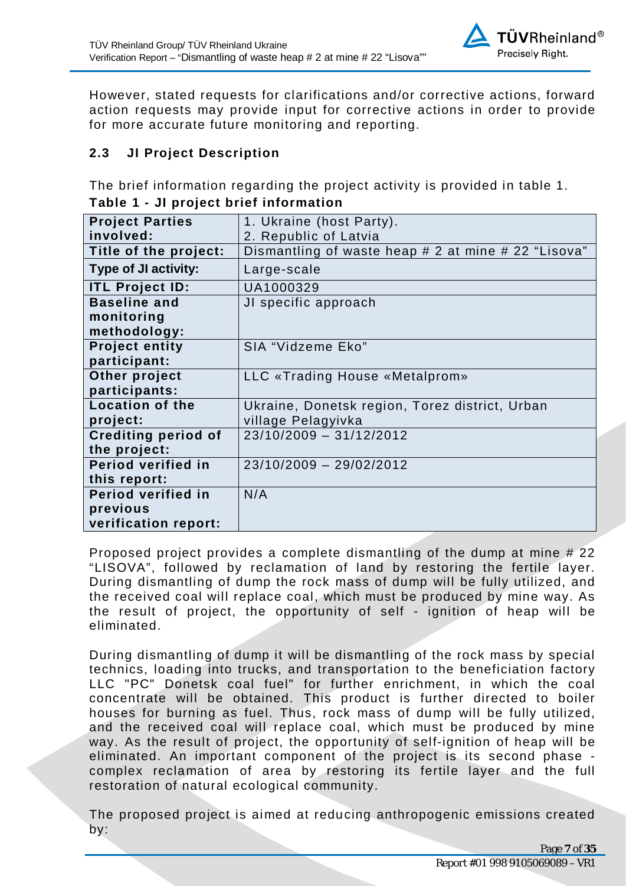However, stated requests for clarifications and/or corrective actions, forward action requests may provide input for corrective actions in order to provide for more accurate future monitoring and reporting.

### 2.3 JI Project Description

The brief information regarding the project activity is provided in table 1.

**Table 1 - JI project brief information**

| | |
|---|---|
| **Project Parties involved:** | 1. Ukraine (host Party).<br>2. Republic of Latvia |
| **Title of the project:** | Dismantling of waste heap # 2 at mine # 22 "Lisova" |
| **Type of JI activity:** | Large-scale |
| **ITL Project ID:** | UA1000329 |
| **Baseline and monitoring methodology:** | JI specific approach |
| **Project entity participant:** | SIA "Vidzeme Eko" |
| **Other project participants:** | LLC «Trading House «Metalprom» |
| **Location of the project:** | Ukraine, Donetsk region, Torez district, Urban village Pelagyivka |
| **Crediting period of the project:** | 23/10/2009 – 31/12/2012 |
| **Period verified in this report:** | 23/10/2009 – 29/02/2012 |
| **Period verified in previous verification report:** | N/A |

Proposed project provides a complete dismantling of the dump at mine # 22 "LISOVA", followed by reclamation of land by restoring the fertile layer. During dismantling of dump the rock mass of dump will be fully utilized, and the received coal will replace coal, which must be produced by mine way. As the result of project, the opportunity of self - ignition of heap will be eliminated.

During dismantling of dump it will be dismantling of the rock mass by special technics, loading into trucks, and transportation to the beneficiation factory LLC "PC" Donetsk coal fuel" for further enrichment, in which the coal concentrate will be obtained. This product is further directed to boiler houses for burning as fuel. Thus, rock mass of dump will be fully utilized, and the received coal will replace coal, which must be produced by mine way. As the result of project, the opportunity of self-ignition of heap will be eliminated. An important component of the project is its second phase - complex reclamation of area by restoring its fertile layer and the full restoration of natural ecological community.

The proposed project is aimed at reducing anthropogenic emissions created by: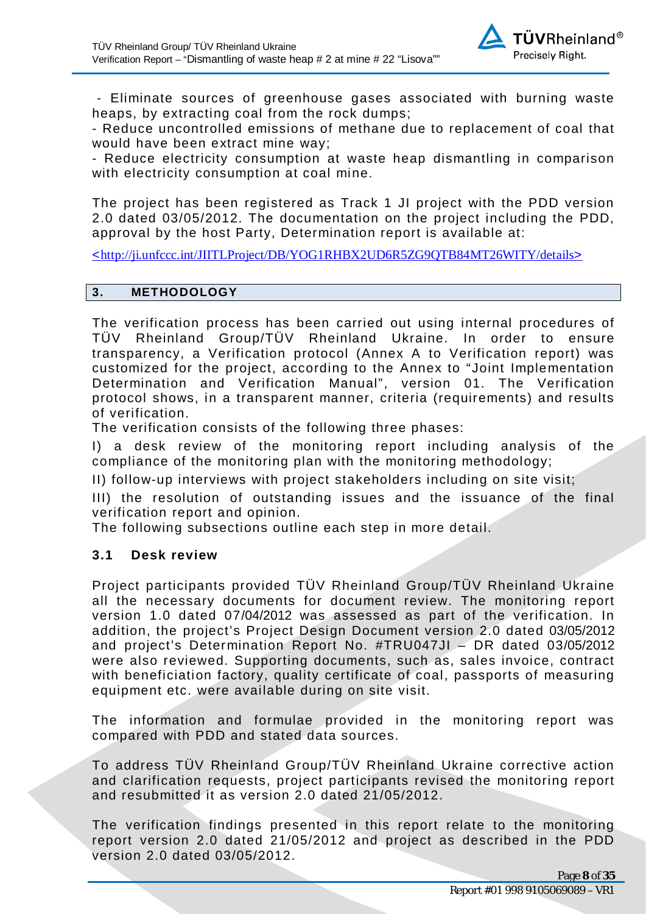- Eliminate sources of greenhouse gases associated with burning waste heaps, by extracting coal from the rock dumps;
- Reduce uncontrolled emissions of methane due to replacement of coal that would have been extract mine way;
- Reduce electricity consumption at waste heap dismantling in comparison with electricity consumption at coal mine.

The project has been registered as Track 1 JI project with the PDD version 2.0 dated 03/05/2012. The documentation on the project including the PDD, approval by the host Party, Determination report is available at:

<http://ji.unfccc.int/JIITLProject/DB/YOG1RHBX2UD6R5ZG9QTB84MT26WITY/details>

## 3. METHODOLOGY

The verification process has been carried out using internal procedures of TÜV Rheinland Group/TÜV Rheinland Ukraine. In order to ensure transparency, a Verification protocol (Annex A to Verification report) was customized for the project, according to the Annex to "Joint Implementation Determination and Verification Manual", version 01. The Verification protocol shows, in a transparent manner, criteria (requirements) and results of verification.

The verification consists of the following three phases:

I) a desk review of the monitoring report including analysis of the compliance of the monitoring plan with the monitoring methodology;

II) follow-up interviews with project stakeholders including on site visit;

III) the resolution of outstanding issues and the issuance of the final verification report and opinion.

The following subsections outline each step in more detail.

### 3.1 Desk review

Project participants provided TÜV Rheinland Group/TÜV Rheinland Ukraine all the necessary documents for document review. The monitoring report version 1.0 dated 07/04/2012 was assessed as part of the verification. In addition, the project's Project Design Document version 2.0 dated 03/05/2012 and project's Determination Report No. #TRU047JI – DR dated 03/05/2012 were also reviewed. Supporting documents, such as, sales invoice, contract with beneficiation factory, quality certificate of coal, passports of measuring equipment etc. were available during on site visit.

The information and formulae provided in the monitoring report was compared with PDD and stated data sources.

To address TÜV Rheinland Group/TÜV Rheinland Ukraine corrective action and clarification requests, project participants revised the monitoring report and resubmitted it as version 2.0 dated 21/05/2012.

The verification findings presented in this report relate to the monitoring report version 2.0 dated 21/05/2012 and project as described in the PDD version 2.0 dated 03/05/2012.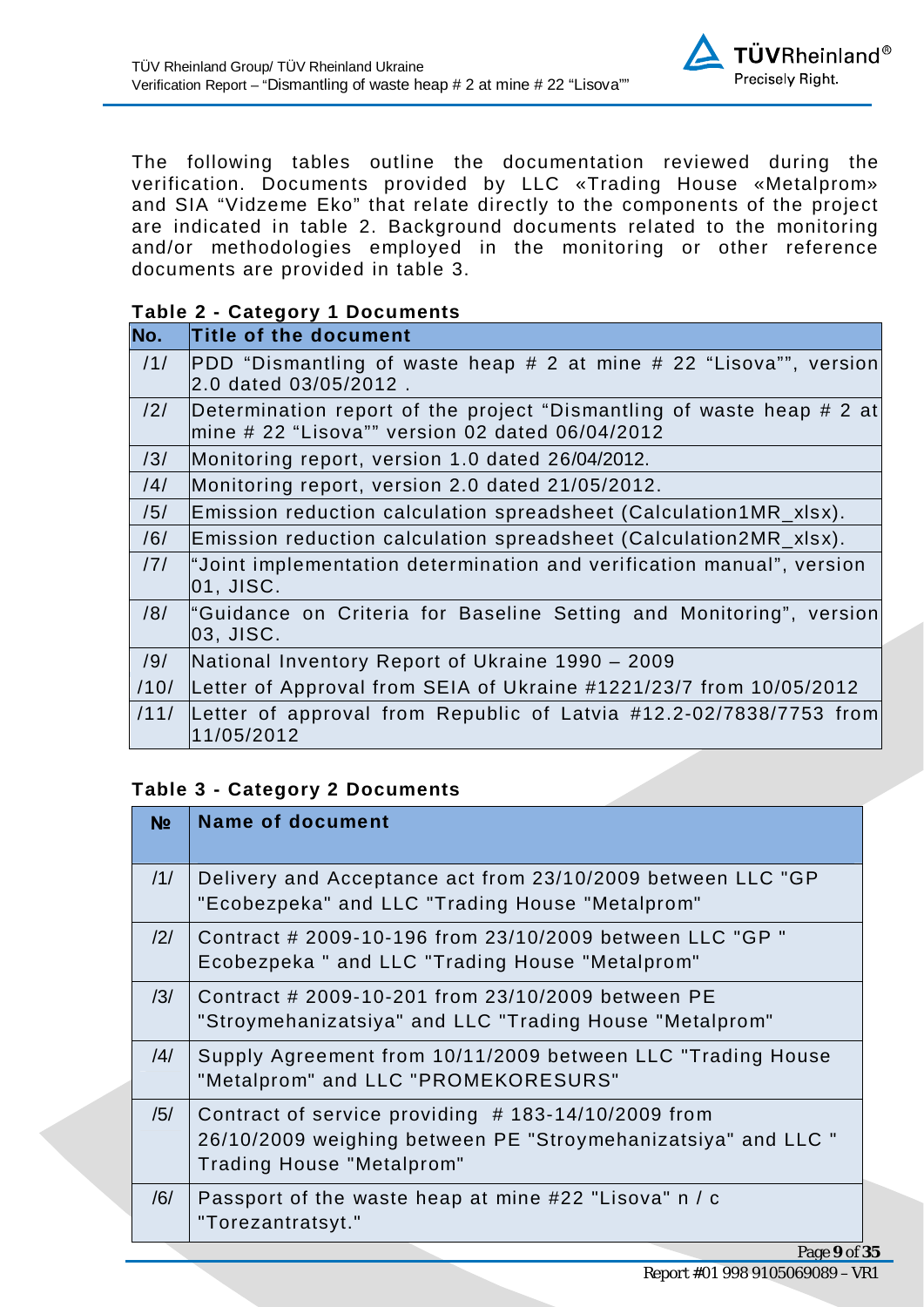The following tables outline the documentation reviewed during the verification. Documents provided by LLC «Trading House «Metalprom» and SIA "Vidzeme Eko" that relate directly to the components of the project are indicated in table 2. Background documents related to the monitoring and/or methodologies employed in the monitoring or other reference documents are provided in table 3.

**Table 2 - Category 1 Documents**

| No. | Title of the document |
|---|---|
| /1/ | PDD "Dismantling of waste heap # 2 at mine # 22 "Lisova"", version 2.0 dated 03/05/2012 . |
| /2/ | Determination report of the project "Dismantling of waste heap # 2 at mine # 22 "Lisova"" version 02 dated 06/04/2012 |
| /3/ | Monitoring report, version 1.0 dated 26/04/2012. |
| /4/ | Monitoring report, version 2.0 dated 21/05/2012. |
| /5/ | Emission reduction calculation spreadsheet (Calculation1MR_xlsx). |
| /6/ | Emission reduction calculation spreadsheet (Calculation2MR_xlsx). |
| /7/ | "Joint implementation determination and verification manual", version 01, JISC. |
| /8/ | "Guidance on Criteria for Baseline Setting and Monitoring", version 03, JISC. |
| /9/ | National Inventory Report of Ukraine 1990 – 2009 |
| /10/ | Letter of Approval from SEIA of Ukraine #1221/23/7 from 10/05/2012 |
| /11/ | Letter of approval from Republic of Latvia #12.2-02/7838/7753 from 11/05/2012 |

**Table 3 - Category 2 Documents**

| № | Name of document |
|---|---|
| /1/ | Delivery and Acceptance act from 23/10/2009 between LLC "GP "Ecobezpeka" and LLC "Trading House "Metalprom" |
| /2/ | Contract # 2009-10-196 from 23/10/2009 between LLC "GP " Ecobezpeka " and LLC "Trading House "Metalprom" |
| /3/ | Contract # 2009-10-201 from 23/10/2009 between PE "Stroymehanizatsiya" and LLC "Trading House "Metalprom" |
| /4/ | Supply Agreement from 10/11/2009 between LLC "Trading House "Metalprom" and LLC "PROMEKORESURS" |
| /5/ | Contract of service providing # 183-14/10/2009 from 26/10/2009 weighing between PE "Stroymehanizatsiya" and LLC " Trading House "Metalprom" |
| /6/ | Passport of the waste heap at mine #22 "Lisova" n / c "Torezantratsyt." |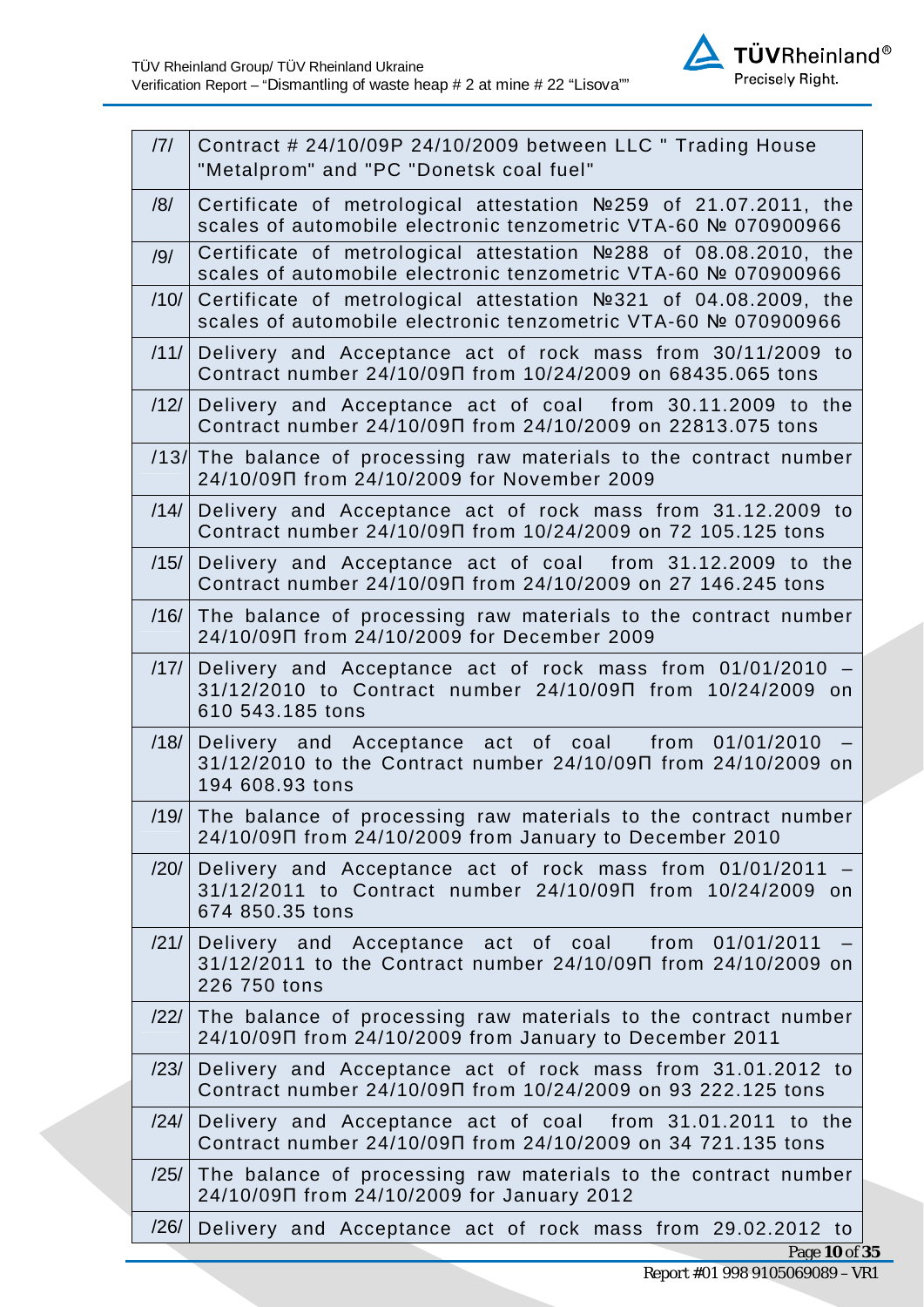| | |
|---|---|
| /7/ | Contract # 24/10/09P 24/10/2009 between LLC " Trading House "Metalprom" and "PC "Donetsk coal fuel" |
| /8/ | Certificate of metrological attestation №259 of 21.07.2011, the scales of automobile electronic tenzometric VTA-60 № 070900966 |
| /9/ | Certificate of metrological attestation №288 of 08.08.2010, the scales of automobile electronic tenzometric VTA-60 № 070900966 |
| /10/ | Certificate of metrological attestation №321 of 04.08.2009, the scales of automobile electronic tenzometric VTA-60 № 070900966 |
| /11/ | Delivery and Acceptance act of rock mass from 30/11/2009 to Contract number 24/10/09П from 10/24/2009 on 68435.065 tons |
| /12/ | Delivery and Acceptance act of coal from 30.11.2009 to the Contract number 24/10/09П from 24/10/2009 on 22813.075 tons |
| /13/ | The balance of processing raw materials to the contract number 24/10/09П from 24/10/2009 for November 2009 |
| /14/ | Delivery and Acceptance act of rock mass from 31.12.2009 to Contract number 24/10/09П from 10/24/2009 on 72 105.125 tons |
| /15/ | Delivery and Acceptance act of coal from 31.12.2009 to the Contract number 24/10/09П from 24/10/2009 on 27 146.245 tons |
| /16/ | The balance of processing raw materials to the contract number 24/10/09П from 24/10/2009 for December 2009 |
| /17/ | Delivery and Acceptance act of rock mass from 01/01/2010 – 31/12/2010 to Contract number 24/10/09П from 10/24/2009 on 610 543.185 tons |
| /18/ | Delivery and Acceptance act of coal from 01/01/2010 – 31/12/2010 to the Contract number 24/10/09П from 24/10/2009 on 194 608.93 tons |
| /19/ | The balance of processing raw materials to the contract number 24/10/09П from 24/10/2009 from January to December 2010 |
| /20/ | Delivery and Acceptance act of rock mass from 01/01/2011 – 31/12/2011 to Contract number 24/10/09П from 10/24/2009 on 674 850.35 tons |
| /21/ | Delivery and Acceptance act of coal from 01/01/2011 – 31/12/2011 to the Contract number 24/10/09П from 24/10/2009 on 226 750 tons |
| /22/ | The balance of processing raw materials to the contract number 24/10/09П from 24/10/2009 from January to December 2011 |
| /23/ | Delivery and Acceptance act of rock mass from 31.01.2012 to Contract number 24/10/09П from 10/24/2009 on 93 222.125 tons |
| /24/ | Delivery and Acceptance act of coal from 31.01.2011 to the Contract number 24/10/09П from 24/10/2009 on 34 721.135 tons |
| /25/ | The balance of processing raw materials to the contract number 24/10/09П from 24/10/2009 for January 2012 |
| /26/ | Delivery and Acceptance act of rock mass from 29.02.2012 to |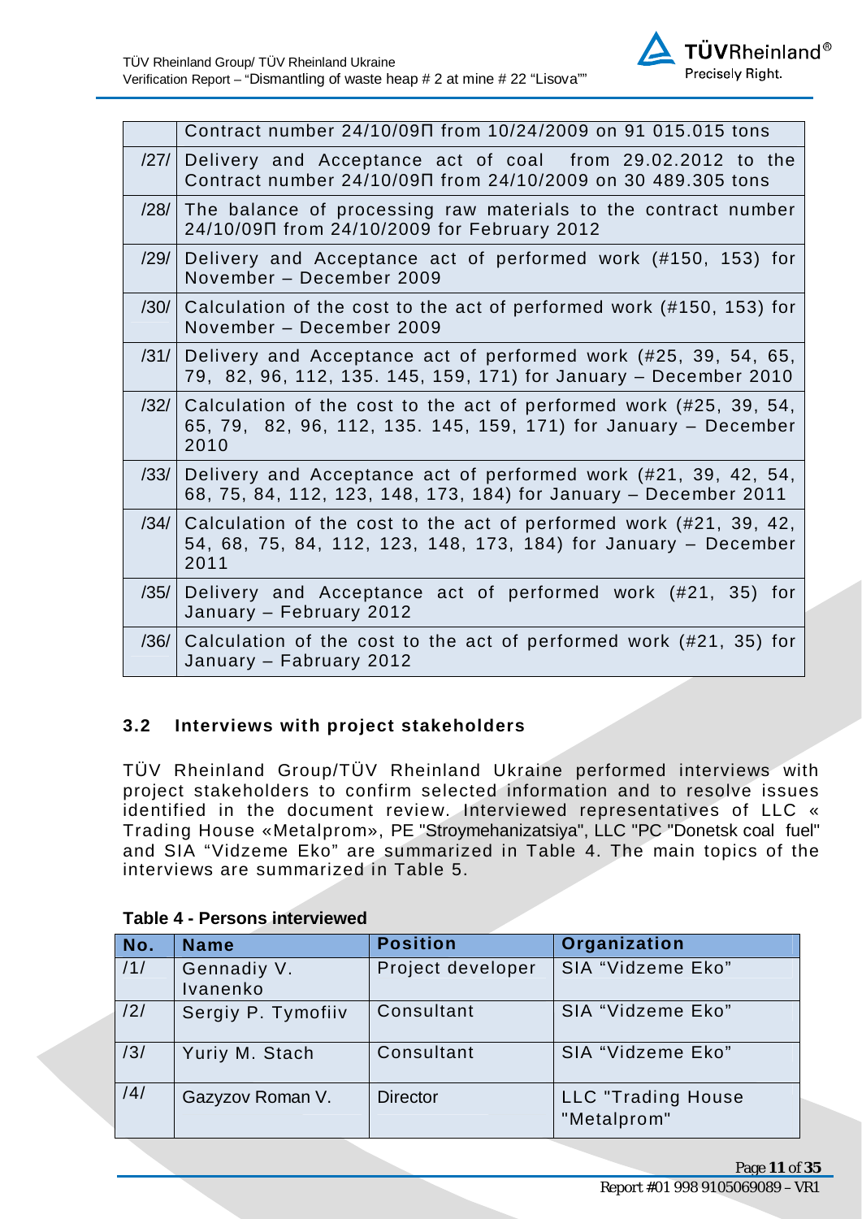| | |
|---|---|
| | Contract number 24/10/09П from 10/24/2009 on 91 015.015 tons |
| /27/ | Delivery and Acceptance act of coal from 29.02.2012 to the Contract number 24/10/09П from 24/10/2009 on 30 489.305 tons |
| /28/ | The balance of processing raw materials to the contract number 24/10/09П from 24/10/2009 for February 2012 |
| /29/ | Delivery and Acceptance act of performed work (#150, 153) for November – December 2009 |
| /30/ | Calculation of the cost to the act of performed work (#150, 153) for November – December 2009 |
| /31/ | Delivery and Acceptance act of performed work (#25, 39, 54, 65, 79, 82, 96, 112, 135. 145, 159, 171) for January – December 2010 |
| /32/ | Calculation of the cost to the act of performed work (#25, 39, 54, 65, 79, 82, 96, 112, 135. 145, 159, 171) for January – December 2010 |
| /33/ | Delivery and Acceptance act of performed work (#21, 39, 42, 54, 68, 75, 84, 112, 123, 148, 173, 184) for January – December 2011 |
| /34/ | Calculation of the cost to the act of performed work (#21, 39, 42, 54, 68, 75, 84, 112, 123, 148, 173, 184) for January – December 2011 |
| /35/ | Delivery and Acceptance act of performed work (#21, 35) for January – February 2012 |
| /36/ | Calculation of the cost to the act of performed work (#21, 35) for January – Fabruary 2012 |

### 3.2 Interviews with project stakeholders

TÜV Rheinland Group/TÜV Rheinland Ukraine performed interviews with project stakeholders to confirm selected information and to resolve issues identified in the document review. Interviewed representatives of LLC « Trading House «Metalprom», PE "Stroymehanizatsiya", LLC "PC "Donetsk coal fuel" and SIA "Vidzeme Eko" are summarized in Table 4. The main topics of the interviews are summarized in Table 5.

**Table 4 - Persons interviewed**

| No. | Name | Position | Organization |
|---|---|---|---|
| /1/ | Gennadiy V. Ivanenko | Project developer | SIA "Vidzeme Eko" |
| /2/ | Sergiy P. Tymofiiv | Consultant | SIA "Vidzeme Eko" |
| /3/ | Yuriy M. Stach | Consultant | SIA "Vidzeme Eko" |
| /4/ | Gazyzov Roman V. | Director | LLC "Trading House "Metalprom" |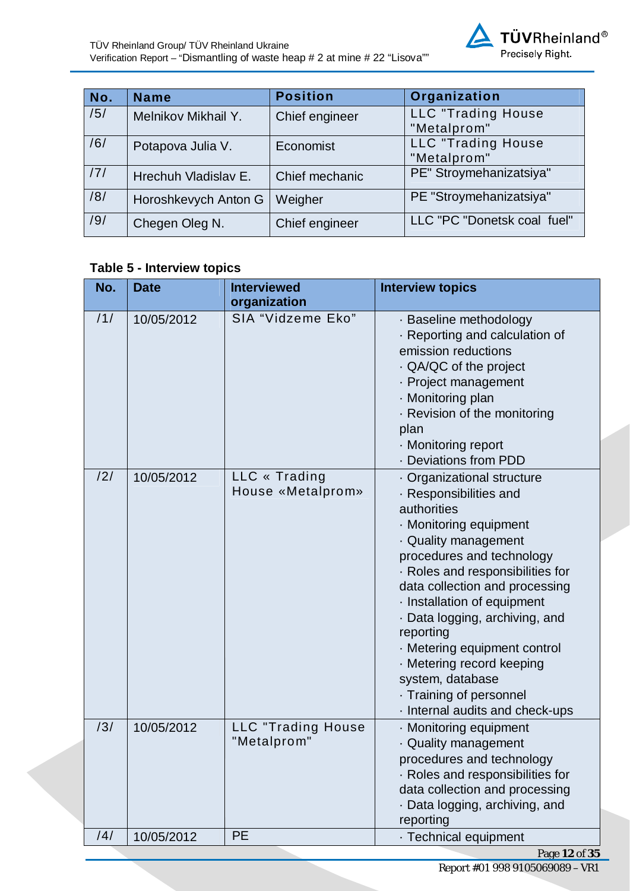| No. | Name | Position | Organization |
|---|---|---|---|
| /5/ | Melnikov Mikhail Y. | Chief engineer | LLC "Trading House "Metalprom" |
| /6/ | Potapova Julia V. | Economist | LLC "Trading House "Metalprom" |
| /7/ | Hrechuh Vladislav E. | Chief mechanic | PE" Stroymehanizatsiya" |
| /8/ | Horoshkevych Anton G | Weigher | PE "Stroymehanizatsiya" |
| /9/ | Chegen Oleg N. | Chief engineer | LLC "PC "Donetsk coal fuel" |

**Table 5 - Interview topics**

| No. | Date | Interviewed organization | Interview topics |
|---|---|---|---|
| /1/ | 10/05/2012 | SIA "Vidzeme Eko" | · Baseline methodology<br>· Reporting and calculation of emission reductions<br>· QA/QC of the project<br>· Project management<br>· Monitoring plan<br>· Revision of the monitoring plan<br>· Monitoring report<br>· Deviations from PDD |
| /2/ | 10/05/2012 | LLC « Trading House «Metalprom» | · Organizational structure<br>· Responsibilities and authorities<br>· Monitoring equipment<br>· Quality management procedures and technology<br>· Roles and responsibilities for data collection and processing<br>· Installation of equipment<br>· Data logging, archiving, and reporting<br>· Metering equipment control<br>· Metering record keeping system, database<br>· Training of personnel<br>· Internal audits and check-ups |
| /3/ | 10/05/2012 | LLC "Trading House "Metalprom" | · Monitoring equipment<br>· Quality management procedures and technology<br>· Roles and responsibilities for data collection and processing<br>· Data logging, archiving, and reporting |
| /4/ | 10/05/2012 | PE | · Technical equipment |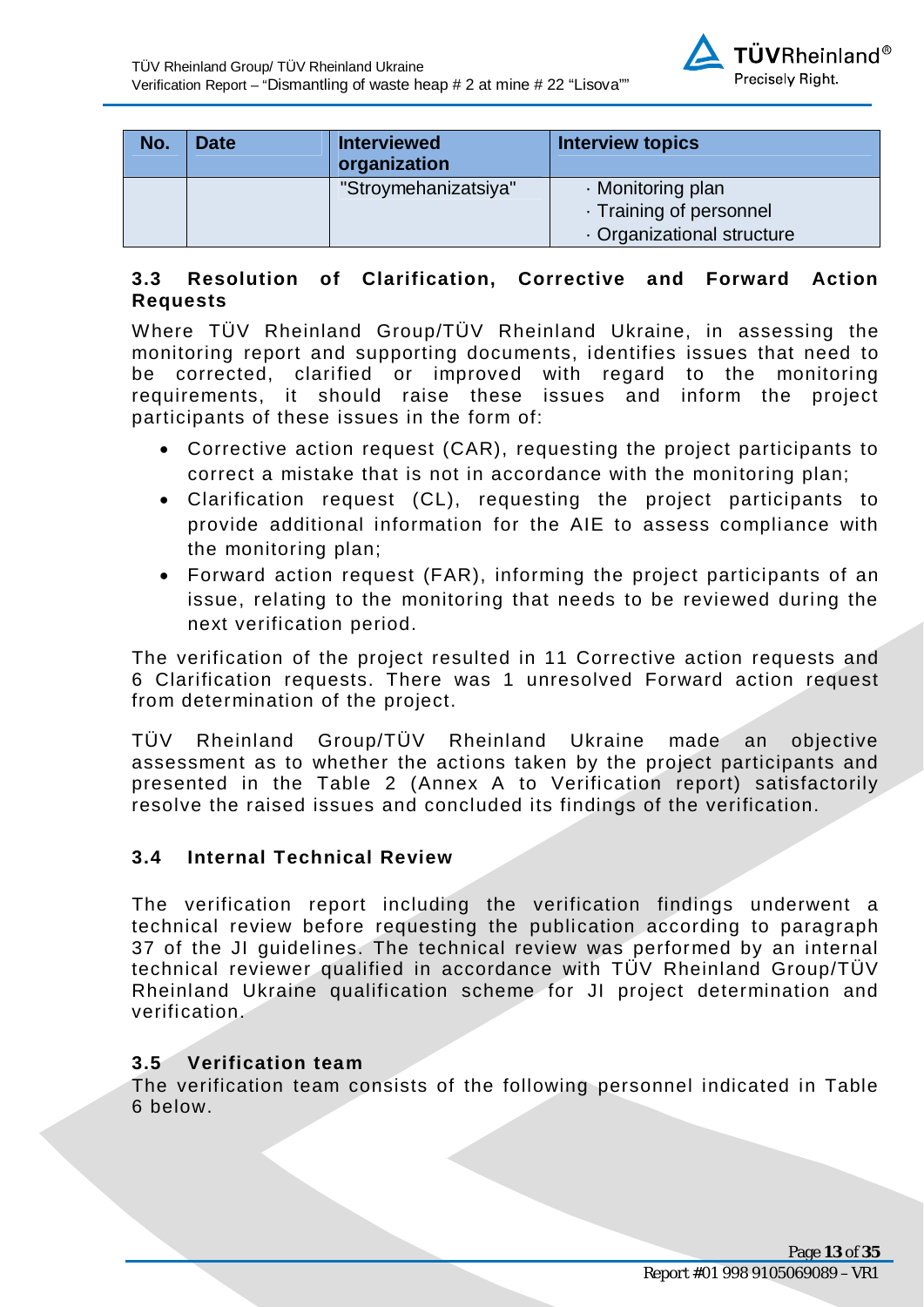| No. | Date | Interviewed organization | Interview topics |
|---|---|---|---|
| | | "Stroymehanizatsiya" | · Monitoring plan<br>· Training of personnel<br>· Organizational structure |

### 3.3 Resolution of Clarification, Corrective and Forward Action Requests

Where TÜV Rheinland Group/TÜV Rheinland Ukraine, in assessing the monitoring report and supporting documents, identifies issues that need to be corrected, clarified or improved with regard to the monitoring requirements, it should raise these issues and inform the project participants of these issues in the form of:

- Corrective action request (CAR), requesting the project participants to correct a mistake that is not in accordance with the monitoring plan;
- Clarification request (CL), requesting the project participants to provide additional information for the AIE to assess compliance with the monitoring plan;
- Forward action request (FAR), informing the project participants of an issue, relating to the monitoring that needs to be reviewed during the next verification period.

The verification of the project resulted in 11 Corrective action requests and 6 Clarification requests. There was 1 unresolved Forward action request from determination of the project.

TÜV Rheinland Group/TÜV Rheinland Ukraine made an objective assessment as to whether the actions taken by the project participants and presented in the Table 2 (Annex A to Verification report) satisfactorily resolve the raised issues and concluded its findings of the verification.

### 3.4 Internal Technical Review

The verification report including the verification findings underwent a technical review before requesting the publication according to paragraph 37 of the JI guidelines. The technical review was performed by an internal technical reviewer qualified in accordance with TÜV Rheinland Group/TÜV Rheinland Ukraine qualification scheme for JI project determination and verification.

### 3.5 Verification team

The verification team consists of the following personnel indicated in Table 6 below.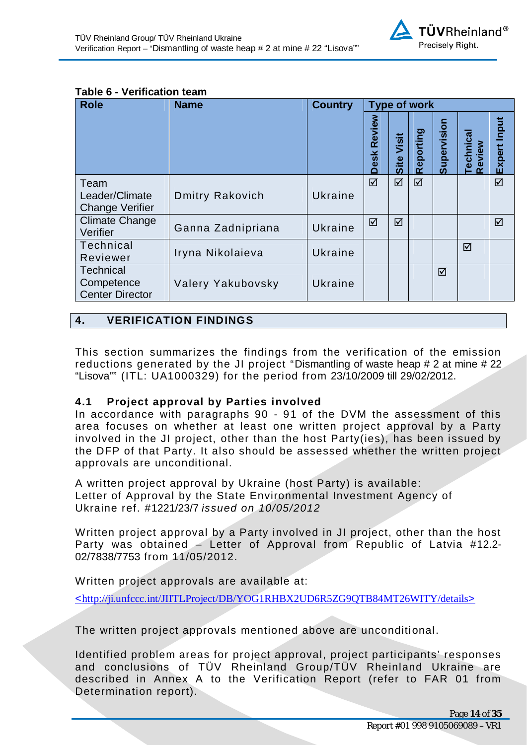**Table 6 - Verification team**

| Role | Name | Country | Type of work | | | | | |
|---|---|---|---|---|---|---|---|---|
| | | | Desk Review | Site Visit | Reporting | Supervision | Technical Review | Expert Input |
| Team Leader/Climate Change Verifier | Dmitry Rakovich | Ukraine | ☑ | ☑ | ☑ | | | ☑ |
| Climate Change Verifier | Ganna Zadnipriana | Ukraine | ☑ | ☑ | | | | ☑ |
| Technical Reviewer | Iryna Nikolaieva | Ukraine | | | | | ☑ | |
| Technical Competence Center Director | Valery Yakubovsky | Ukraine | | | | ☑ | | |

## 4. VERIFICATION FINDINGS

This section summarizes the findings from the verification of the emission reductions generated by the JI project "Dismantling of waste heap # 2 at mine # 22 "Lisova"" (ITL: UA1000329) for the period from 23/10/2009 till 29/02/2012.

### 4.1 Project approval by Parties involved

In accordance with paragraphs 90 - 91 of the DVM the assessment of this area focuses on whether at least one written project approval by a Party involved in the JI project, other than the host Party(ies), has been issued by the DFP of that Party. It also should be assessed whether the written project approvals are unconditional.

A written project approval by Ukraine (host Party) is available:
Letter of Approval by the State Environmental Investment Agency of Ukraine ref. #1221/23/7 *issued on 10/05/2012*

Written project approval by a Party involved in JI project, other than the host Party was obtained – Letter of Approval from Republic of Latvia #12.2-02/7838/7753 from 11/05/2012.

Written project approvals are available at:

<http://ji.unfccc.int/JIITLProject/DB/YOG1RHBX2UD6R5ZG9QTB84MT26WITY/details>

The written project approvals mentioned above are unconditional.

Identified problem areas for project approval, project participants' responses and conclusions of TÜV Rheinland Group/TÜV Rheinland Ukraine are described in Annex A to the Verification Report (refer to FAR 01 from Determination report).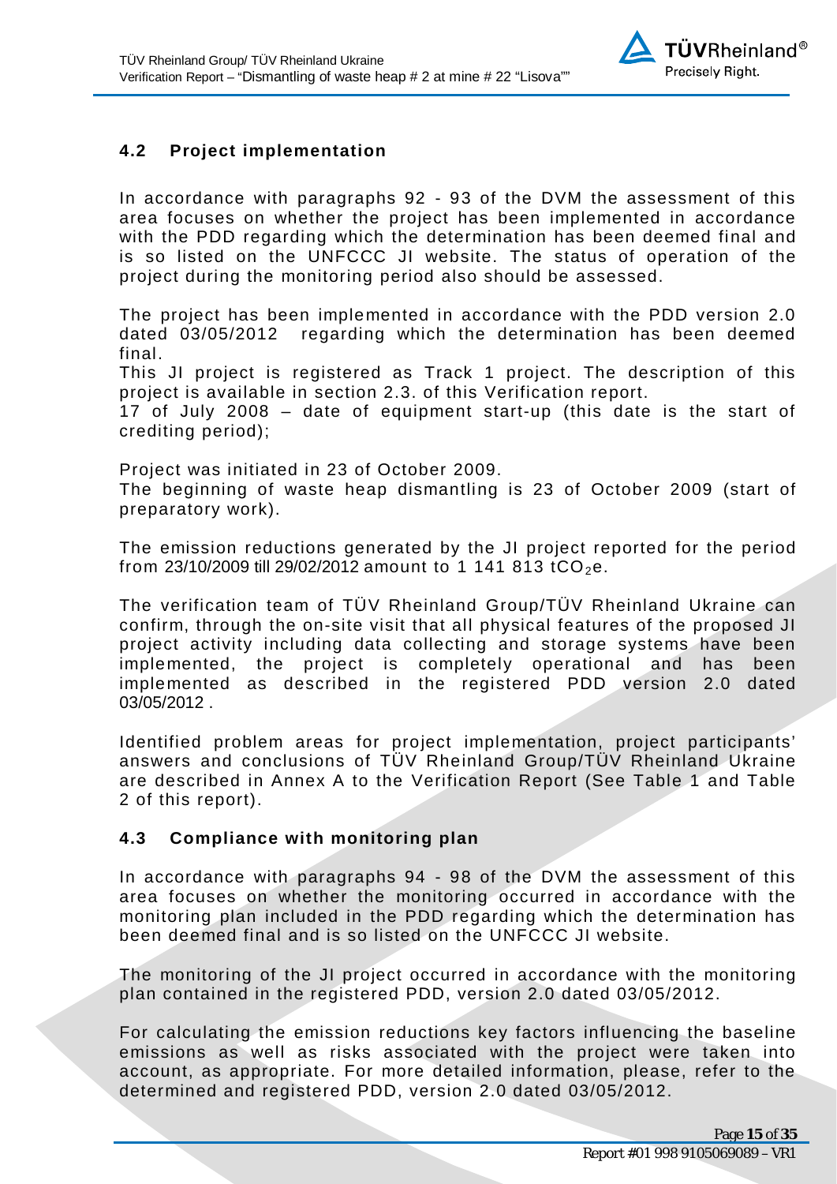## 4.2 Project implementation

In accordance with paragraphs 92 - 93 of the DVM the assessment of this area focuses on whether the project has been implemented in accordance with the PDD regarding which the determination has been deemed final and is so listed on the UNFCCC JI website. The status of operation of the project during the monitoring period also should be assessed.

The project has been implemented in accordance with the PDD version 2.0 dated 03/05/2012 regarding which the determination has been deemed final.
This JI project is registered as Track 1 project. The description of this project is available in section 2.3. of this Verification report.
17 of July 2008 – date of equipment start-up (this date is the start of crediting period);

Project was initiated in 23 of October 2009.
The beginning of waste heap dismantling is 23 of October 2009 (start of preparatory work).

The emission reductions generated by the JI project reported for the period from 23/10/2009 till 29/02/2012 amount to 1 141 813 $tCO_2e$.

The verification team of TÜV Rheinland Group/TÜV Rheinland Ukraine can confirm, through the on-site visit that all physical features of the proposed JI project activity including data collecting and storage systems have been implemented, the project is completely operational and has been implemented as described in the registered PDD version 2.0 dated 03/05/2012 .

Identified problem areas for project implementation, project participants' answers and conclusions of TÜV Rheinland Group/TÜV Rheinland Ukraine are described in Annex A to the Verification Report (See Table 1 and Table 2 of this report).

## 4.3 Compliance with monitoring plan

In accordance with paragraphs 94 - 98 of the DVM the assessment of this area focuses on whether the monitoring occurred in accordance with the monitoring plan included in the PDD regarding which the determination has been deemed final and is so listed on the UNFCCC JI website.

The monitoring of the JI project occurred in accordance with the monitoring plan contained in the registered PDD, version 2.0 dated 03/05/2012.

For calculating the emission reductions key factors influencing the baseline emissions as well as risks associated with the project were taken into account, as appropriate. For more detailed information, please, refer to the determined and registered PDD, version 2.0 dated 03/05/2012.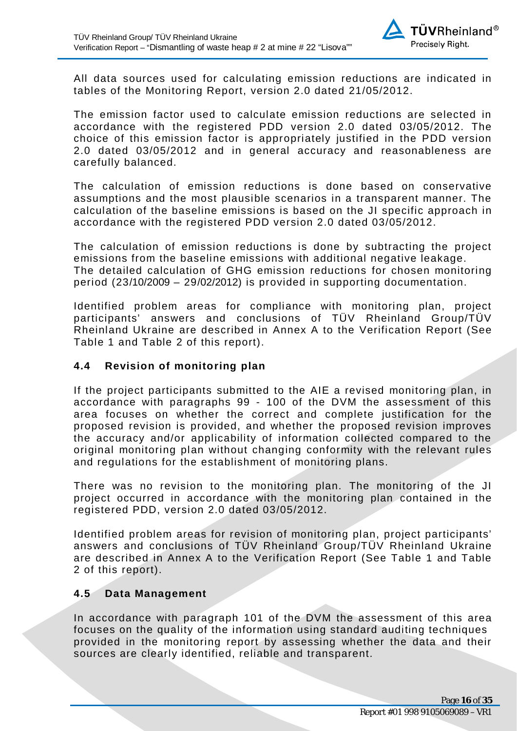All data sources used for calculating emission reductions are indicated in tables of the Monitoring Report, version 2.0 dated 21/05/2012.

The emission factor used to calculate emission reductions are selected in accordance with the registered PDD version 2.0 dated 03/05/2012. The choice of this emission factor is appropriately justified in the PDD version 2.0 dated 03/05/2012 and in general accuracy and reasonableness are carefully balanced.

The calculation of emission reductions is done based on conservative assumptions and the most plausible scenarios in a transparent manner. The calculation of the baseline emissions is based on the JI specific approach in accordance with the registered PDD version 2.0 dated 03/05/2012.

The calculation of emission reductions is done by subtracting the project emissions from the baseline emissions with additional negative leakage.
The detailed calculation of GHG emission reductions for chosen monitoring period (23/10/2009 – 29/02/2012) is provided in supporting documentation.

Identified problem areas for compliance with monitoring plan, project participants' answers and conclusions of TÜV Rheinland Group/TÜV Rheinland Ukraine are described in Annex A to the Verification Report (See Table 1 and Table 2 of this report).

### 4.4 Revision of monitoring plan

If the project participants submitted to the AIE a revised monitoring plan, in accordance with paragraphs 99 - 100 of the DVM the assessment of this area focuses on whether the correct and complete justification for the proposed revision is provided, and whether the proposed revision improves the accuracy and/or applicability of information collected compared to the original monitoring plan without changing conformity with the relevant rules and regulations for the establishment of monitoring plans.

There was no revision to the monitoring plan. The monitoring of the JI project occurred in accordance with the monitoring plan contained in the registered PDD, version 2.0 dated 03/05/2012.

Identified problem areas for revision of monitoring plan, project participants' answers and conclusions of TÜV Rheinland Group/TÜV Rheinland Ukraine are described in Annex A to the Verification Report (See Table 1 and Table 2 of this report).

### 4.5 Data Management

In accordance with paragraph 101 of the DVM the assessment of this area focuses on the quality of the information using standard auditing techniques provided in the monitoring report by assessing whether the data and their sources are clearly identified, reliable and transparent.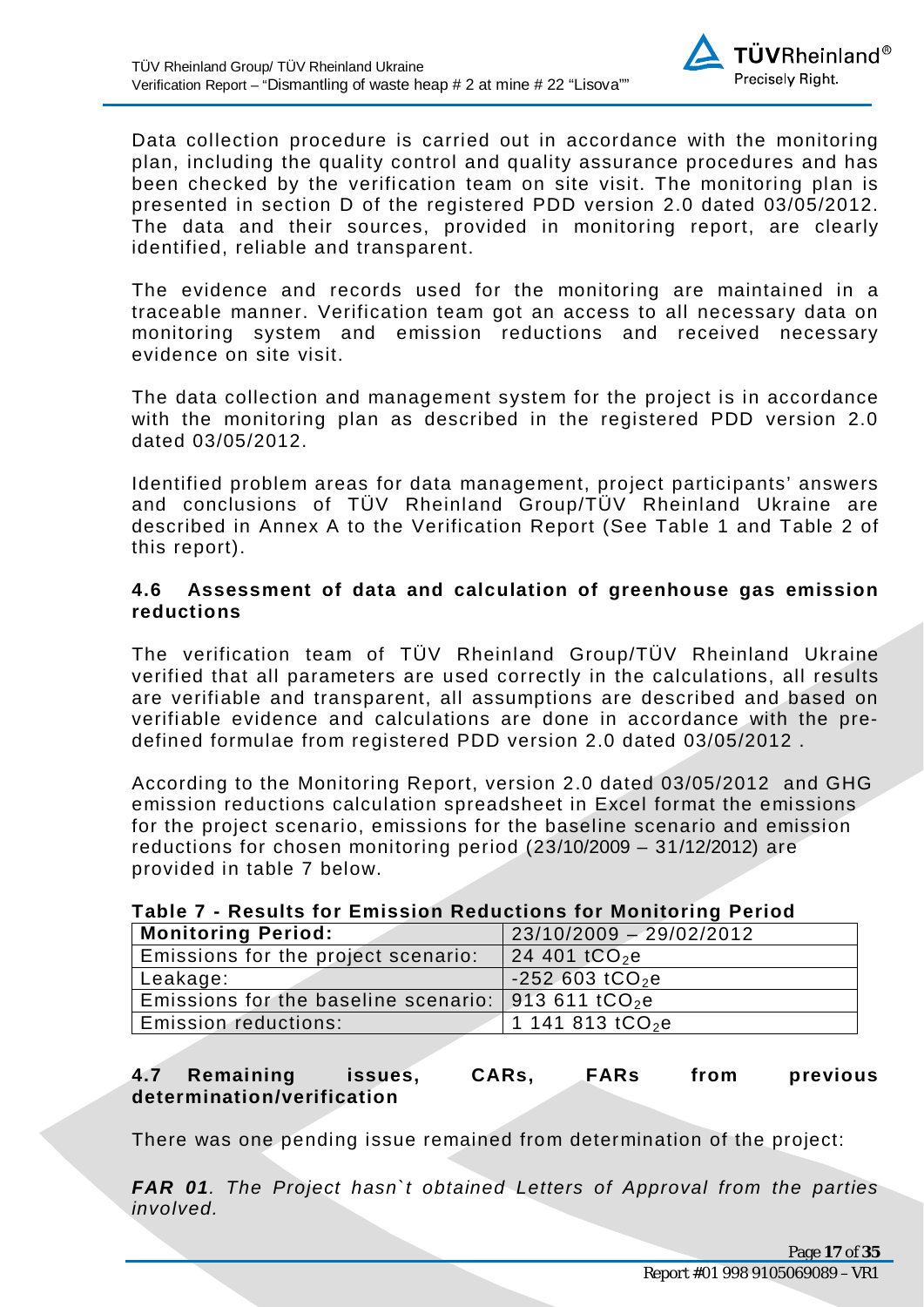Data collection procedure is carried out in accordance with the monitoring plan, including the quality control and quality assurance procedures and has been checked by the verification team on site visit. The monitoring plan is presented in section D of the registered PDD version 2.0 dated 03/05/2012. The data and their sources, provided in monitoring report, are clearly identified, reliable and transparent.

The evidence and records used for the monitoring are maintained in a traceable manner. Verification team got an access to all necessary data on monitoring system and emission reductions and received necessary evidence on site visit.

The data collection and management system for the project is in accordance with the monitoring plan as described in the registered PDD version 2.0 dated 03/05/2012.

Identified problem areas for data management, project participants' answers and conclusions of TÜV Rheinland Group/TÜV Rheinland Ukraine are described in Annex A to the Verification Report (See Table 1 and Table 2 of this report).

### 4.6 Assessment of data and calculation of greenhouse gas emission reductions

The verification team of TÜV Rheinland Group/TÜV Rheinland Ukraine verified that all parameters are used correctly in the calculations, all results are verifiable and transparent, all assumptions are described and based on verifiable evidence and calculations are done in accordance with the pre-defined formulae from registered PDD version 2.0 dated 03/05/2012 .

According to the Monitoring Report, version 2.0 dated 03/05/2012 and GHG emission reductions calculation spreadsheet in Excel format the emissions for the project scenario, emissions for the baseline scenario and emission reductions for chosen monitoring period (23/10/2009 – 31/12/2012) are provided in table 7 below.

**Table 7 - Results for Emission Reductions for Monitoring Period**

| Monitoring Period: | 23/10/2009 – 29/02/2012 |
|---|---|
| Emissions for the project scenario: | 24 401 $tCO_2e$ |
| Leakage: | -252 603 $tCO_2e$ |
| Emissions for the baseline scenario: | 913 611 $tCO_2e$ |
| Emission reductions: | 1 141 813 $tCO_2e$ |

### 4.7 Remaining issues, CARs, FARs from previous determination/verification

There was one pending issue remained from determination of the project:

***FAR 01**. The Project hasn`t obtained Letters of Approval from the parties involved.*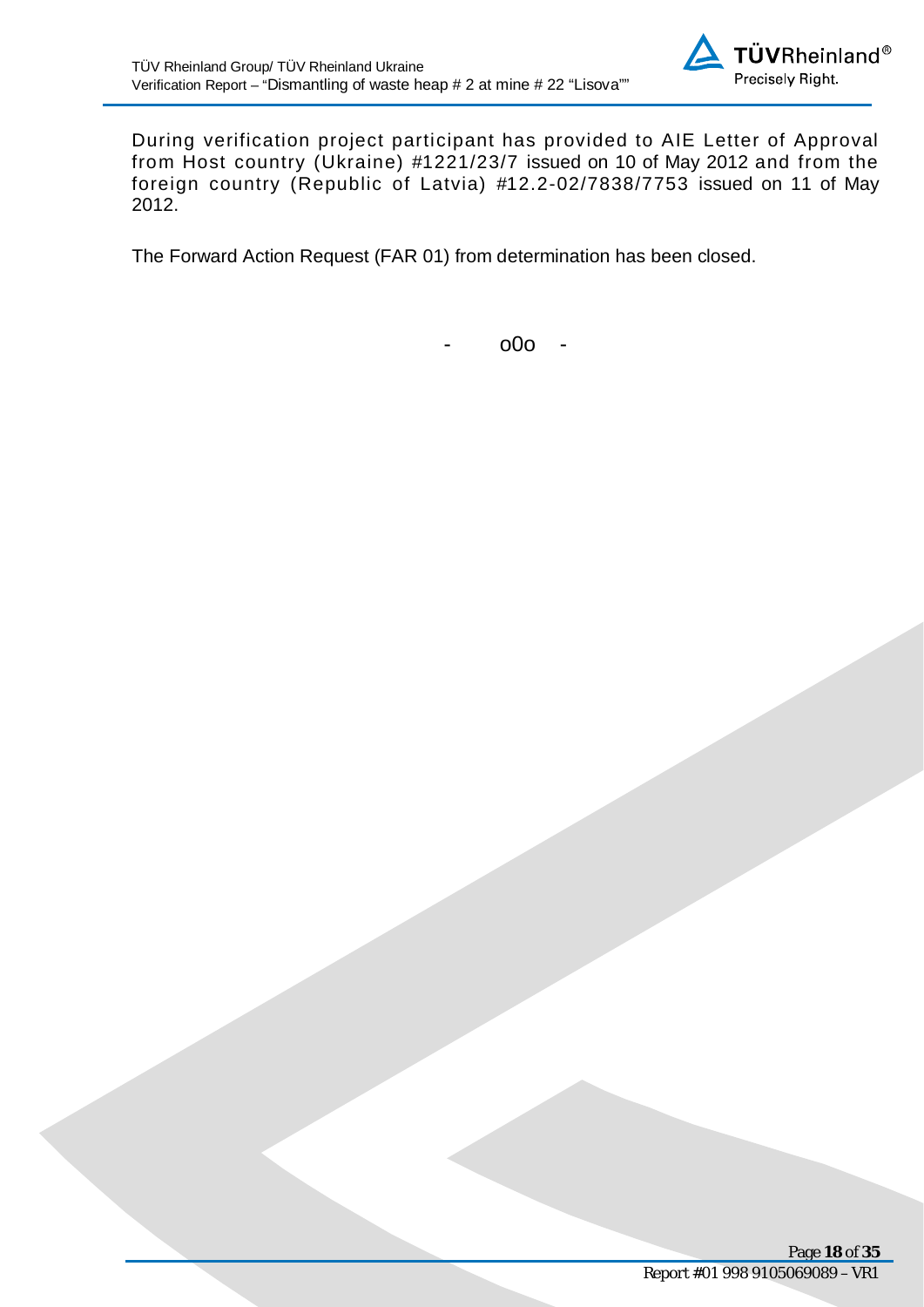During verification project participant has provided to AIE Letter of Approval from Host country (Ukraine) #1221/23/7 issued on 10 of May 2012 and from the foreign country (Republic of Latvia) #12.2-02/7838/7753 issued on 11 of May 2012.

The Forward Action Request (FAR 01) from determination has been closed.

- o0o -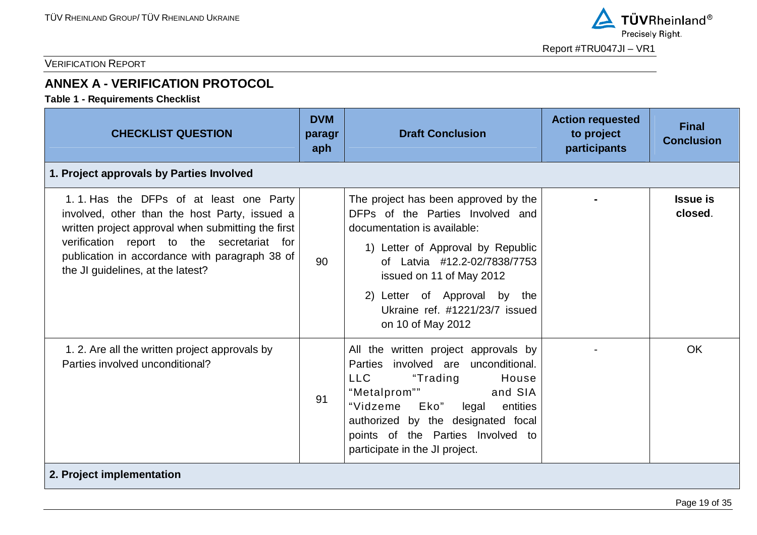VERIFICATION REPORT

## ANNEX A - VERIFICATION PROTOCOL

**Table 1 - Requirements Checklist**

| CHECKLIST QUESTION | DVM paragraph | Draft Conclusion | Action requested to project participants | Final Conclusion |
|---|---|---|---|---|
| **1. Project approvals by Parties Involved** | | | | |
| 1. 1. Has the DFPs of at least one Party involved, other than the host Party, issued a written project approval when submitting the first verification report to the secretariat for publication in accordance with paragraph 38 of the JI guidelines, at the latest? | 90 | The project has been approved by the DFPs of the Parties Involved and documentation is available:<br>1) Letter of Approval by Republic of Latvia #12.2-02/7838/7753 issued on 11 of May 2012<br>2) Letter of Approval by the Ukraine ref. #1221/23/7 issued on 10 of May 2012 | - | **Issue is closed**. |
| 1. 2. Are all the written project approvals by Parties involved unconditional? | 91 | All the written project approvals by Parties involved are unconditional. LLC "Trading House "Metalprom"" and SIA "Vidzeme Eko" legal entities authorized by the designated focal points of the Parties Involved to participate in the JI project. | - | OK |
| **2. Project implementation** | | | | |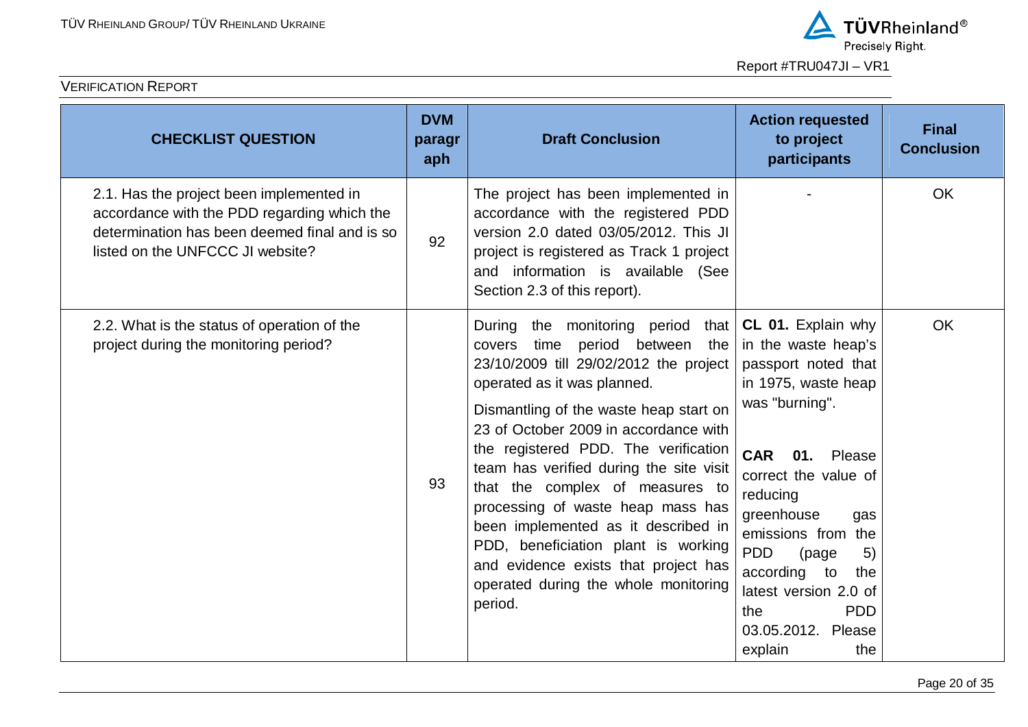VERIFICATION REPORT

| CHECKLIST QUESTION | DVM paragraph | Draft Conclusion | Action requested to project participants | Final Conclusion |
|---|---|---|---|---|
| 2.1. Has the project been implemented in accordance with the PDD regarding which the determination has been deemed final and is so listed on the UNFCCC JI website? | 92 | The project has been implemented in accordance with the registered PDD version 2.0 dated 03/05/2012. This JI project is registered as Track 1 project and information is available (See Section 2.3 of this report). | - | OK |
| 2.2. What is the status of operation of the project during the monitoring period? | 93 | During the monitoring period that covers time period between the 23/10/2009 till 29/02/2012 the project operated as it was planned.<br><br>Dismantling of the waste heap start on 23 of October 2009 in accordance with the registered PDD. The verification team has verified during the site visit that the complex of measures to processing of waste heap mass has been implemented as it described in PDD, beneficiation plant is working and evidence exists that project has operated during the whole monitoring period. | **CL 01.** Explain why in the waste heap's passport noted that in 1975, waste heap was "burning".<br><br>**CAR 01.** Please correct the value of reducing greenhouse gas emissions from the PDD (page 5) according to the latest version 2.0 of the PDD 03.05.2012. Please explain the | OK |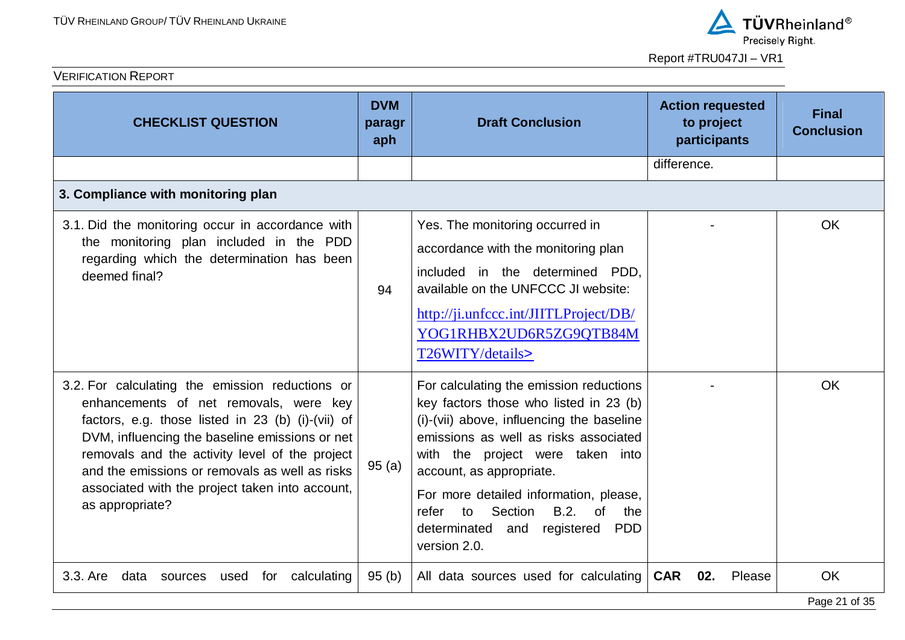| CHECKLIST QUESTION | DVM paragraph | Draft Conclusion | Action requested to project participants | Final Conclusion |
|---|---|---|---|---|
| | | | difference. | |
| **3. Compliance with monitoring plan** | | | | |
| 3.1. Did the monitoring occur in accordance with the monitoring plan included in the PDD regarding which the determination has been deemed final? | 94 | Yes. The monitoring occurred in accordance with the monitoring plan included in the determined PDD, available on the UNFCCC JI website: http://ji.unfccc.int/JIITLProject/DB/YOG1RHBX2UD6R5ZG9QTB84MT26WITY/details> | - | OK |
| 3.2. For calculating the emission reductions or enhancements of net removals, were key factors, e.g. those listed in 23 (b) (i)-(vii) of DVM, influencing the baseline emissions or net removals and the activity level of the project and the emissions or removals as well as risks associated with the project taken into account, as appropriate? | 95 (a) | For calculating the emission reductions key factors those who listed in 23 (b) (i)-(vii) above, influencing the baseline emissions as well as risks associated with the project were taken into account, as appropriate.<br><br>For more detailed information, please, refer to Section B.2. of the determinated and registered PDD version 2.0. | - | OK |
| 3.3. Are data sources used for calculating | 95 (b) | All data sources used for calculating | **CAR 02.** Please | OK |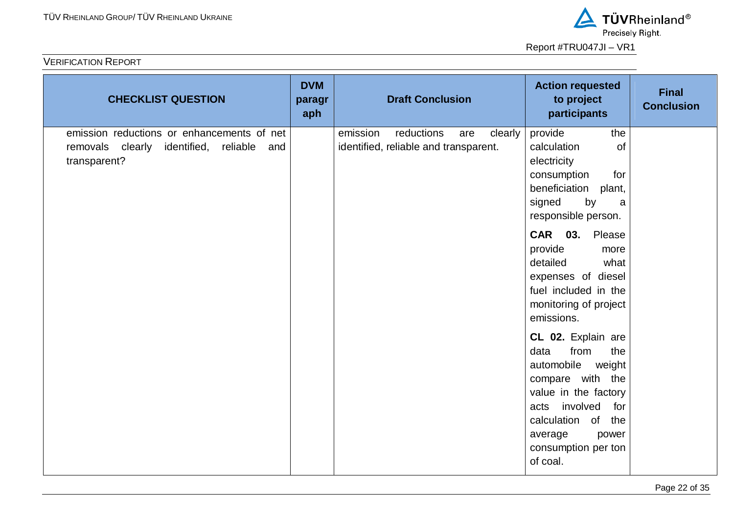| CHECKLIST QUESTION | DVM paragraph | Draft Conclusion | Action requested to project participants | Final Conclusion |
|---|---|---|---|---|
| emission reductions or enhancements of net removals clearly identified, reliable and transparent? | | emission reductions are clearly identified, reliable and transparent. | provide the calculation of electricity consumption for beneficiation plant, signed by a responsible person.<br><br>**CAR 03.** Please provide more detailed what expenses of diesel fuel included in the monitoring of project emissions.<br><br>**CL 02.** Explain are data from the automobile weight compare with the value in the factory acts involved for calculation of the average power consumption per ton of coal. | |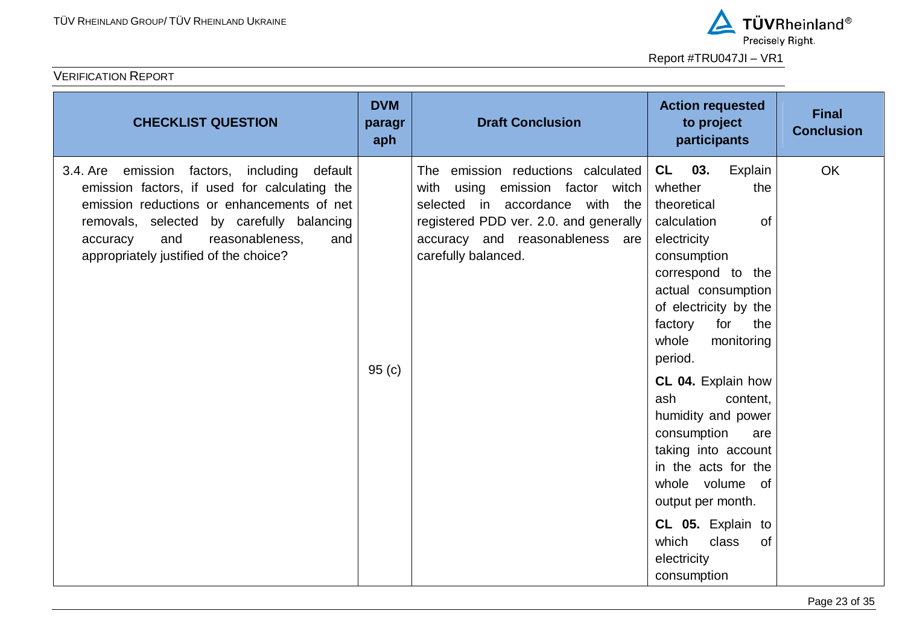| CHECKLIST QUESTION | DVM paragraph | Draft Conclusion | Action requested to project participants | Final Conclusion |
|---|---|---|---|---|
| 3.4. Are emission factors, including default emission factors, if used for calculating the emission reductions or enhancements of net removals, selected by carefully balancing accuracy and reasonableness, and appropriately justified of the choice? | 95 (c) | The emission reductions calculated with using emission factor witch selected in accordance with the registered PDD ver. 2.0. and generally accuracy and reasonableness are carefully balanced. | **CL 03.** Explain whether the theoretical calculation of electricity consumption correspond to the actual consumption of electricity by the factory for the whole monitoring period.<br><br>**CL 04.** Explain how ash content, humidity and power consumption are taking into account in the acts for the whole volume of output per month.<br><br>**CL 05.** Explain to which class of electricity consumption | OK |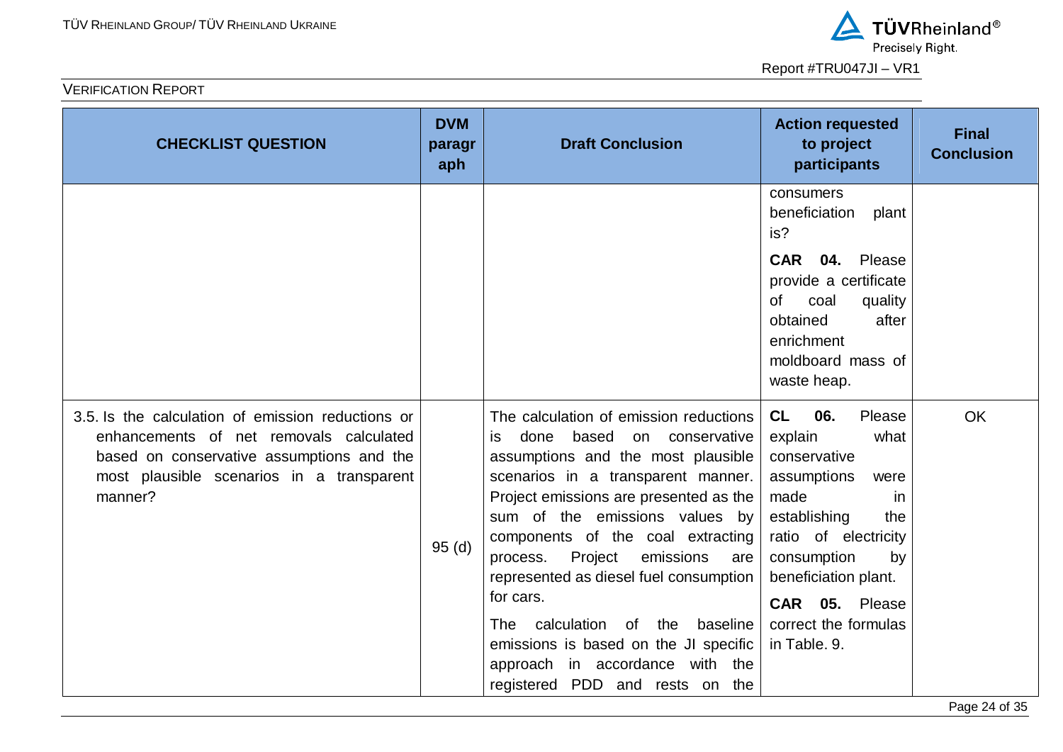| CHECKLIST QUESTION | DVM paragraph | Draft Conclusion | Action requested to project participants | Final Conclusion |
|---|---|---|---|---|
| | | | consumers beneficiation plant is?<br><br>**CAR 04.** Please provide a certificate of coal quality obtained after enrichment moldboard mass of waste heap. | |
| 3.5. Is the calculation of emission reductions or enhancements of net removals calculated based on conservative assumptions and the most plausible scenarios in a transparent manner? | 95 (d) | The calculation of emission reductions is done based on conservative assumptions and the most plausible scenarios in a transparent manner. Project emissions are presented as the sum of the emissions values by components of the coal extracting process. Project emissions are represented as diesel fuel consumption for cars.<br><br>The calculation of the baseline emissions is based on the JI specific approach in accordance with the registered PDD and rests on the | **CL 06.** Please explain what conservative assumptions were made in establishing the ratio of electricity consumption by beneficiation plant.<br><br>**CAR 05.** Please correct the formulas in Table. 9. | OK |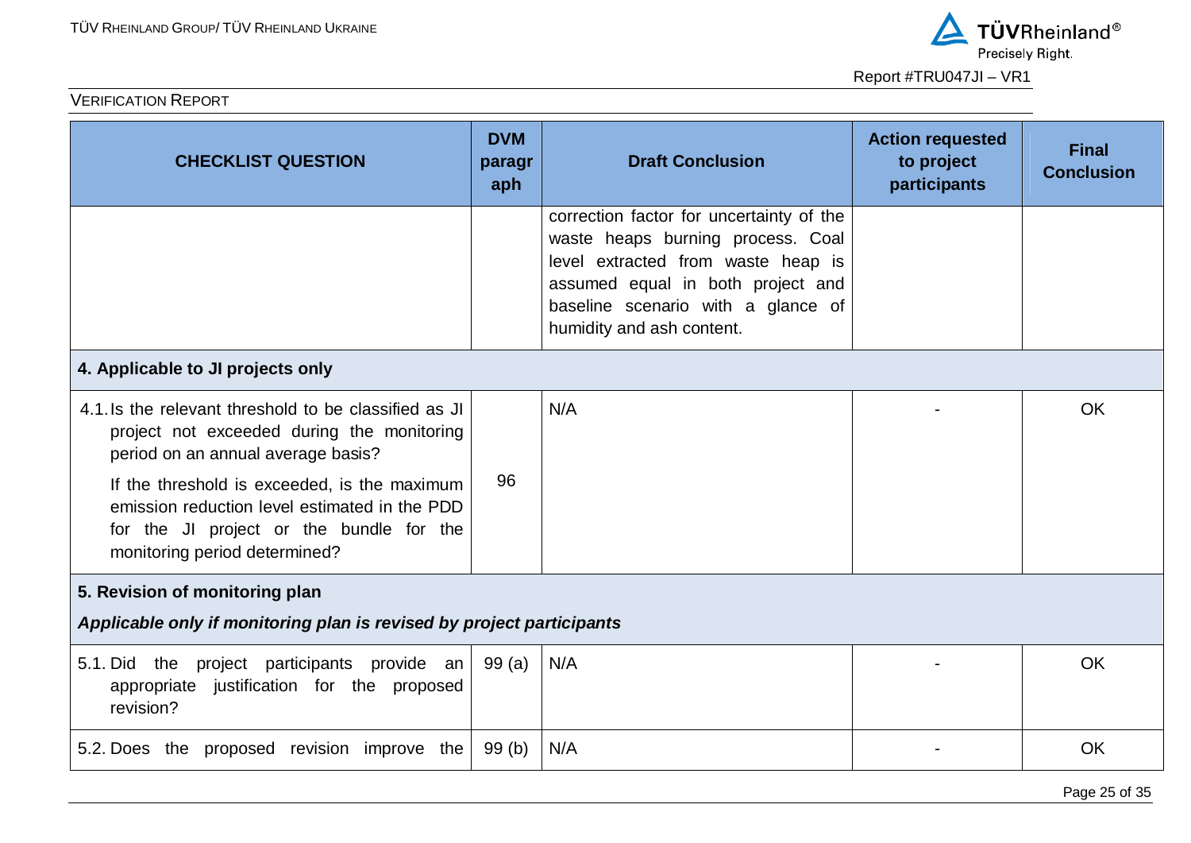| CHECKLIST QUESTION | DVM paragraph | Draft Conclusion | Action requested to project participants | Final Conclusion |
|---|---|---|---|---|
| | | correction factor for uncertainty of the waste heaps burning process. Coal level extracted from waste heap is assumed equal in both project and baseline scenario with a glance of humidity and ash content. | | |
| **4. Applicable to JI projects only** | | | | |
| 4.1. Is the relevant threshold to be classified as JI project not exceeded during the monitoring period on an annual average basis?<br><br>If the threshold is exceeded, is the maximum emission reduction level estimated in the PDD for the JI project or the bundle for the monitoring period determined? | 96 | N/A | - | OK |
| **5. Revision of monitoring plan**<br><br>***Applicable only if monitoring plan is revised by project participants*** | | | | |
| 5.1. Did the project participants provide an appropriate justification for the proposed revision? | 99 (a) | N/A | - | OK |
| 5.2. Does the proposed revision improve the | 99 (b) | N/A | - | OK |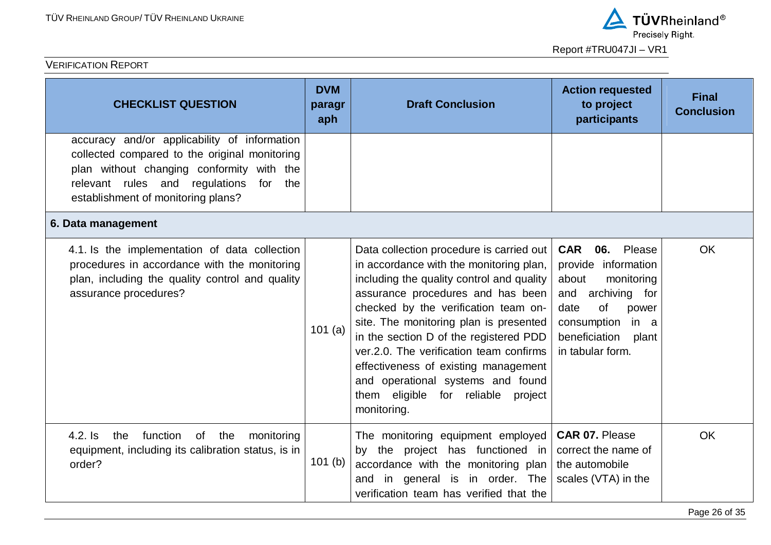| CHECKLIST QUESTION | DVM paragraph | Draft Conclusion | Action requested to project participants | Final Conclusion |
|---|---|---|---|---|
| accuracy and/or applicability of information collected compared to the original monitoring plan without changing conformity with the relevant rules and regulations for the establishment of monitoring plans? | | | | |
| **6. Data management** | | | | |
| 4.1. Is the implementation of data collection procedures in accordance with the monitoring plan, including the quality control and quality assurance procedures? | 101 (a) | Data collection procedure is carried out in accordance with the monitoring plan, including the quality control and quality assurance procedures and has been checked by the verification team on-site. The monitoring plan is presented in the section D of the registered PDD ver.2.0. The verification team confirms effectiveness of existing management and operational systems and found them eligible for reliable project monitoring. | **CAR 06.** Please provide information about monitoring and archiving for date of power consumption in a beneficiation plant in tabular form. | OK |
| 4.2. Is the function of the monitoring equipment, including its calibration status, is in order? | 101 (b) | The monitoring equipment employed by the project has functioned in accordance with the monitoring plan and in general is in order. The verification team has verified that the | **CAR 07.** Please correct the name of the automobile scales (VTA) in the | OK |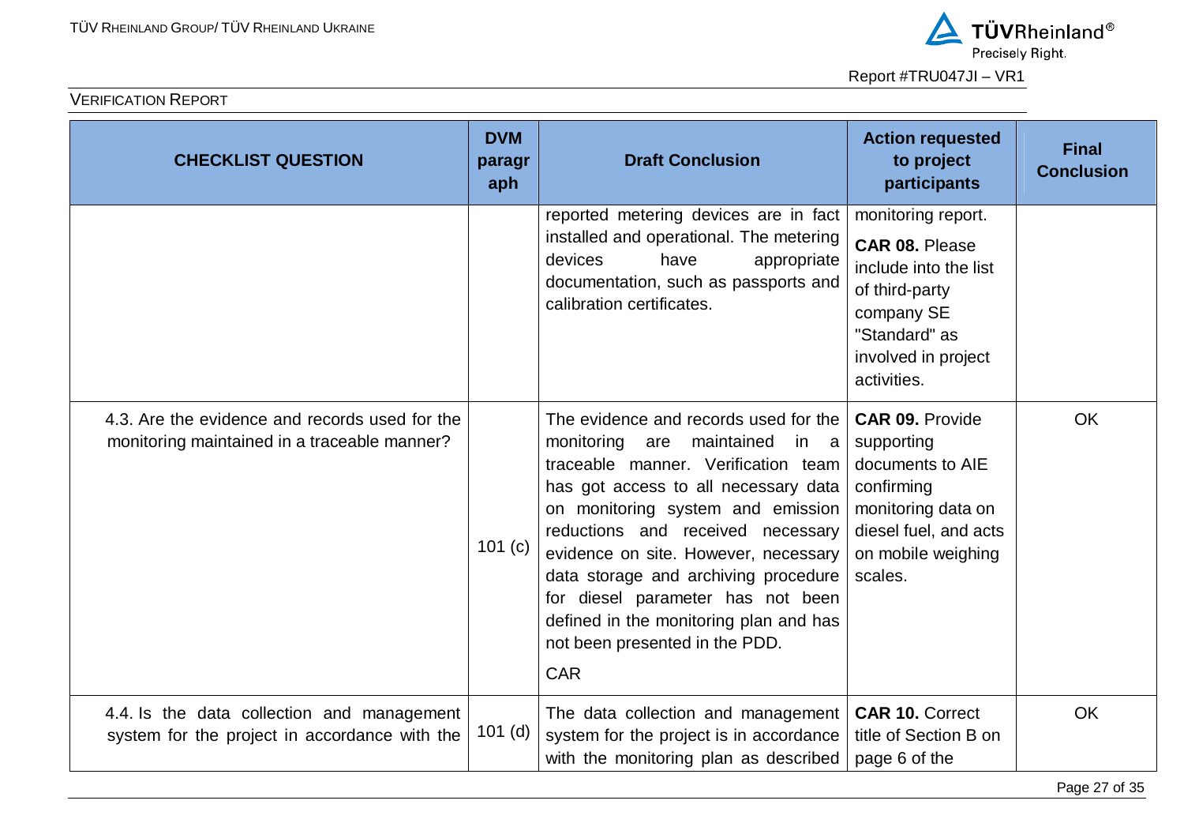| CHECKLIST QUESTION | DVM paragraph | Draft Conclusion | Action requested to project participants | Final Conclusion |
|---|---|---|---|---|
| | | reported metering devices are in fact installed and operational. The metering devices have appropriate documentation, such as passports and calibration certificates. | monitoring report. **CAR 08.** Please include into the list of third-party company SE "Standard" as involved in project activities. | |
| 4.3. Are the evidence and records used for the monitoring maintained in a traceable manner? | 101 (c) | The evidence and records used for the monitoring are maintained in a traceable manner. Verification team has got access to all necessary data on monitoring system and emission reductions and received necessary evidence on site. However, necessary data storage and archiving procedure for diesel parameter has not been defined in the monitoring plan and has not been presented in the PDD. CAR | **CAR 09.** Provide supporting documents to AIE confirming monitoring data on diesel fuel, and acts on mobile weighing scales. | OK |
| 4.4. Is the data collection and management system for the project in accordance with the | 101 (d) | The data collection and management system for the project is in accordance with the monitoring plan as described | **CAR 10.** Correct title of Section B on page 6 of the | OK |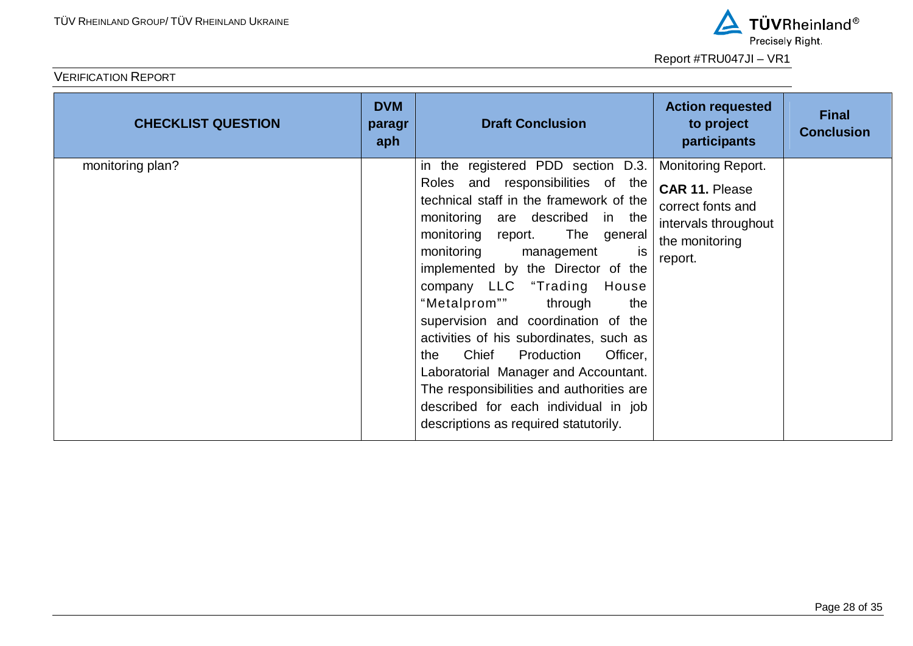| CHECKLIST QUESTION | DVM paragraph | Draft Conclusion | Action requested to project participants | Final Conclusion |
|---|---|---|---|---|
| monitoring plan? | | in the registered PDD section D.3. Roles and responsibilities of the technical staff in the framework of the monitoring are described in the monitoring report. The general monitoring management is implemented by the Director of the company LLC "Trading House "Metalprom"" through the supervision and coordination of the activities of his subordinates, such as the Chief Production Officer, Laboratorial Manager and Accountant. The responsibilities and authorities are described for each individual in job descriptions as required statutorily. | Monitoring Report.<br>**CAR 11.** Please correct fonts and intervals throughout the monitoring report. | |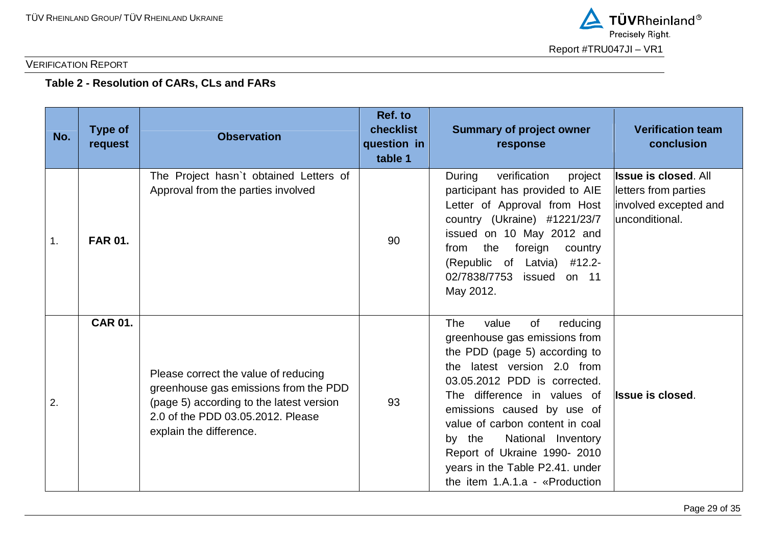**Table 2 - Resolution of CARs, CLs and FARs**

| No. | Type of request | Observation | Ref. to checklist question in table 1 | Summary of project owner response | Verification team conclusion |
|---|---|---|---|---|---|
| 1. | **FAR 01.** | The Project hasn`t obtained Letters of Approval from the parties involved | 90 | During verification project participant has provided to AIE Letter of Approval from Host country (Ukraine) #1221/23/7 issued on 10 May 2012 and from the foreign country (Republic of Latvia) #12.2-02/7838/7753 issued on 11 May 2012. | **Issue is closed**. All letters from parties involved excepted and unconditional. |
| 2. | **CAR 01.** | Please correct the value of reducing greenhouse gas emissions from the PDD (page 5) according to the latest version 2.0 of the PDD 03.05.2012. Please explain the difference. | 93 | The value of reducing greenhouse gas emissions from the PDD (page 5) according to the latest version 2.0 from 03.05.2012 PDD is corrected. The difference in values of emissions caused by use of value of carbon content in coal by the National Inventory Report of Ukraine 1990- 2010 years in the Table P2.41. under the item 1.A.1.a - «Production | **Issue is closed**. |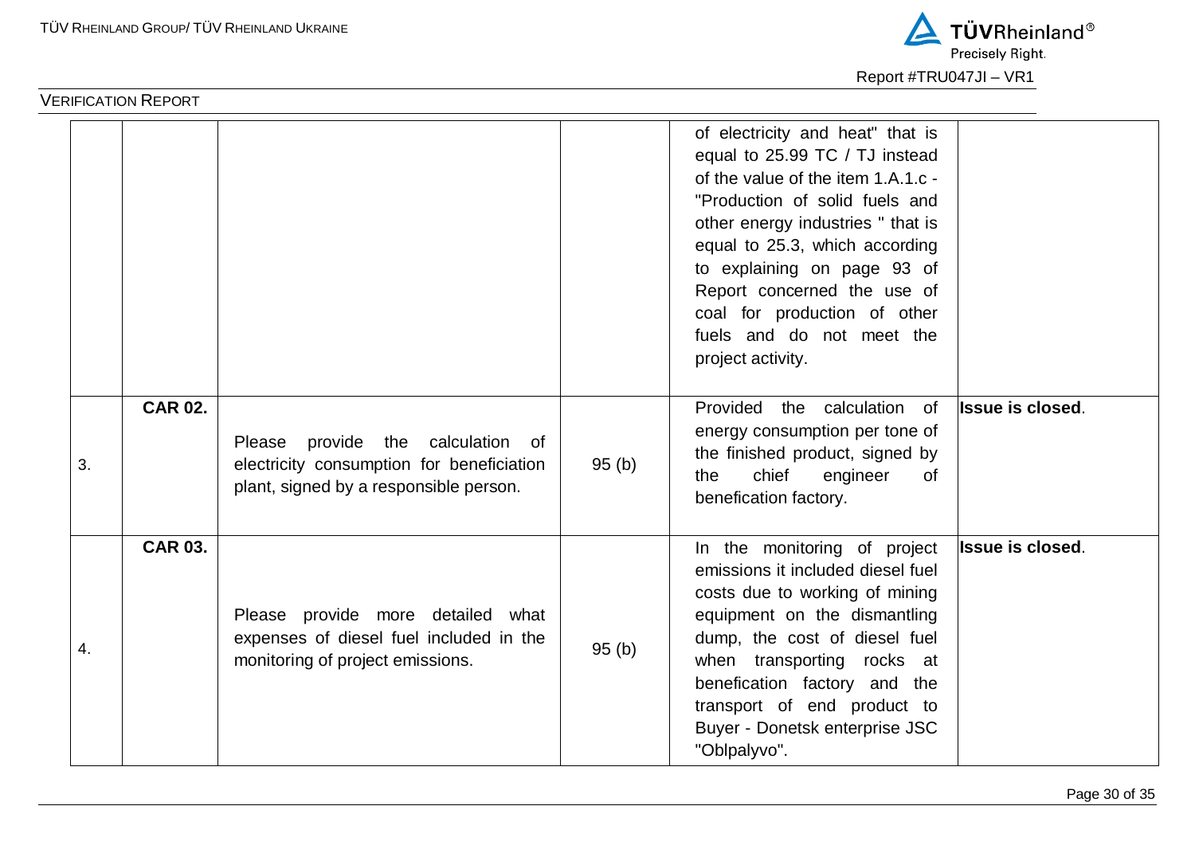|  |  |  |  | of electricity and heat" that is equal to 25.99 TC / TJ instead of the value of the item 1.A.1.c - "Production of solid fuels and other energy industries " that is equal to 25.3, which according to explaining on page 93 of Report concerned the use of coal for production of other fuels and do not meet the project activity. |  |
|---|---|---|---|---|---|
| 3. | **CAR 02.** | Please provide the calculation of electricity consumption for beneficiation plant, signed by a responsible person. | 95 (b) | Provided the calculation of energy consumption per tone of the finished product, signed by the chief engineer of benefication factory. | **Issue is closed**. |
| 4. | **CAR 03.** | Please provide more detailed what expenses of diesel fuel included in the monitoring of project emissions. | 95 (b) | In the monitoring of project emissions it included diesel fuel costs due to working of mining equipment on the dismantling dump, the cost of diesel fuel when transporting rocks at benefication factory and the transport of end product to Buyer - Donetsk enterprise JSC "Oblpalyvo". | **Issue is closed**. |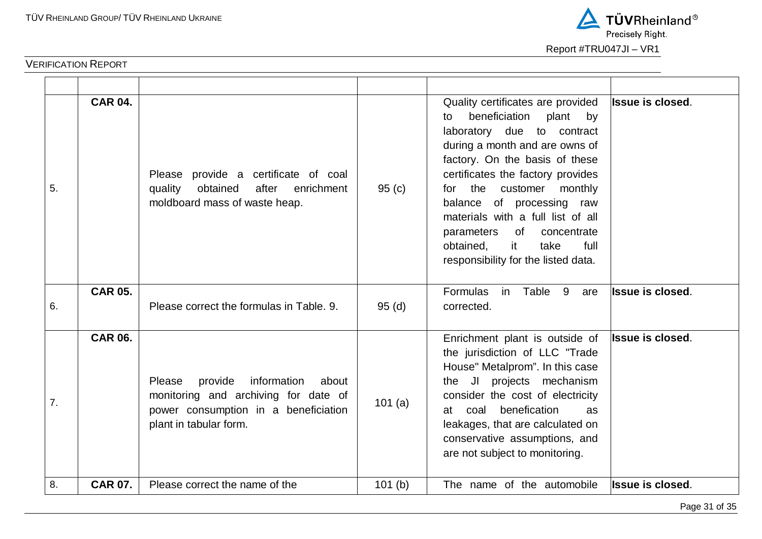| | | | | | |
|---|---|---|---|---|---|
| 5. | **CAR 04.** | Please provide a certificate of coal quality obtained after enrichment moldboard mass of waste heap. | 95 (c) | Quality certificates are provided to beneficiation plant by laboratory due to contract during a month and are owns of factory. On the basis of these certificates the factory provides for the customer monthly balance of processing raw materials with a full list of all parameters of concentrate obtained, it take full responsibility for the listed data. | **Issue is closed**. |
| 6. | **CAR 05.** | Please correct the formulas in Table. 9. | 95 (d) | Formulas in Table 9 are corrected. | **Issue is closed**. |
| 7. | **CAR 06.** | Please provide information about monitoring and archiving for date of power consumption in a beneficiation plant in tabular form. | 101 (a) | Enrichment plant is outside of the jurisdiction of LLC "Trade House" Metalprom". In this case the JI projects mechanism consider the cost of electricity at coal benefication as leakages, that are calculated on conservative assumptions, and are not subject to monitoring. | **Issue is closed**. |
| 8. | **CAR 07.** | Please correct the name of the | 101 (b) | The name of the automobile | **Issue is closed**. |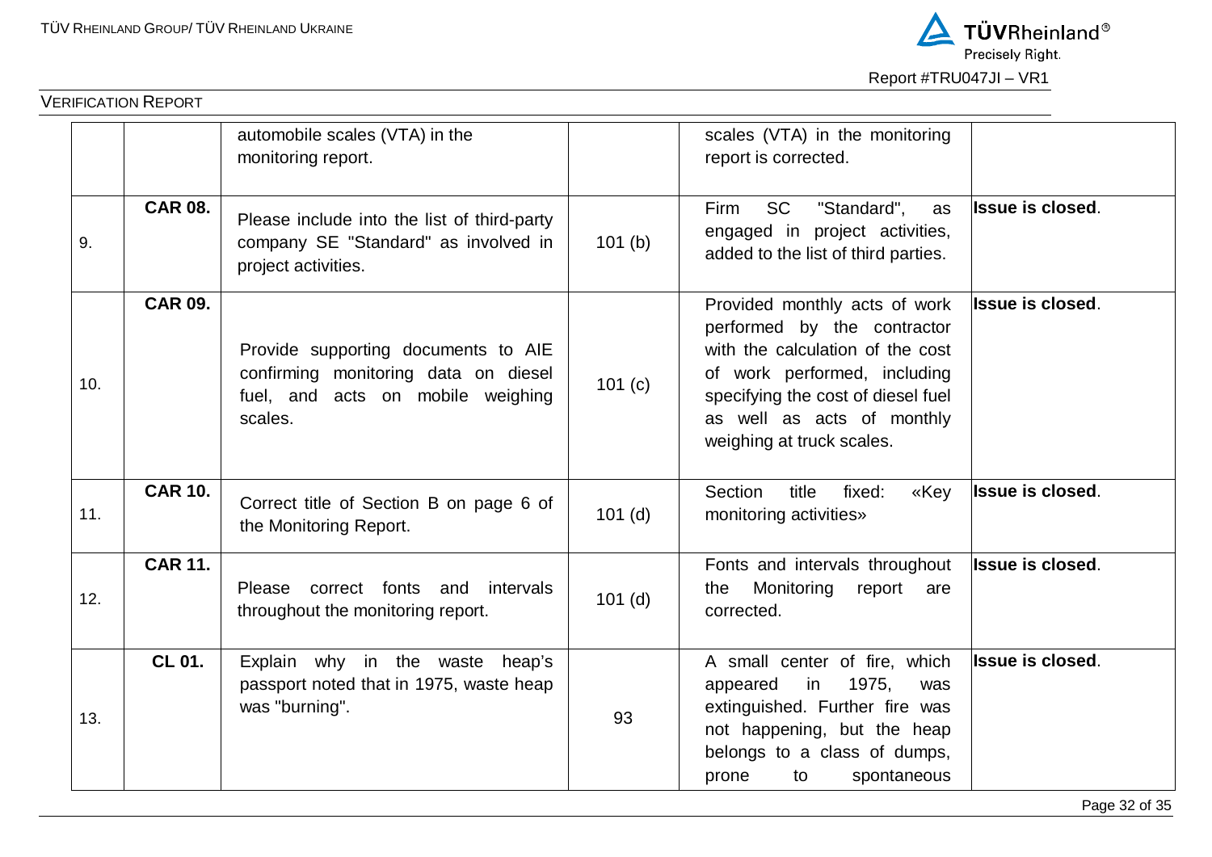|  |  | automobile scales (VTA) in the monitoring report. |  | scales (VTA) in the monitoring report is corrected. |  |
|---|---|---|---|---|---|
| 9. | **CAR 08.** | Please include into the list of third-party company SE "Standard" as involved in project activities. | 101 (b) | Firm SC "Standard", as engaged in project activities, added to the list of third parties. | **Issue is closed**. |
| 10. | **CAR 09.** | Provide supporting documents to AIE confirming monitoring data on diesel fuel, and acts on mobile weighing scales. | 101 (c) | Provided monthly acts of work performed by the contractor with the calculation of the cost of work performed, including specifying the cost of diesel fuel as well as acts of monthly weighing at truck scales. | **Issue is closed**. |
| 11. | **CAR 10.** | Correct title of Section B on page 6 of the Monitoring Report. | 101 (d) | Section title fixed: «Key monitoring activities» | **Issue is closed**. |
| 12. | **CAR 11.** | Please correct fonts and intervals throughout the monitoring report. | 101 (d) | Fonts and intervals throughout the Monitoring report are corrected. | **Issue is closed**. |
| 13. | **CL 01.** | Explain why in the waste heap's passport noted that in 1975, waste heap was "burning". | 93 | A small center of fire, which appeared in 1975, was extinguished. Further fire was not happening, but the heap belongs to a class of dumps, prone to spontaneous | **Issue is closed**. |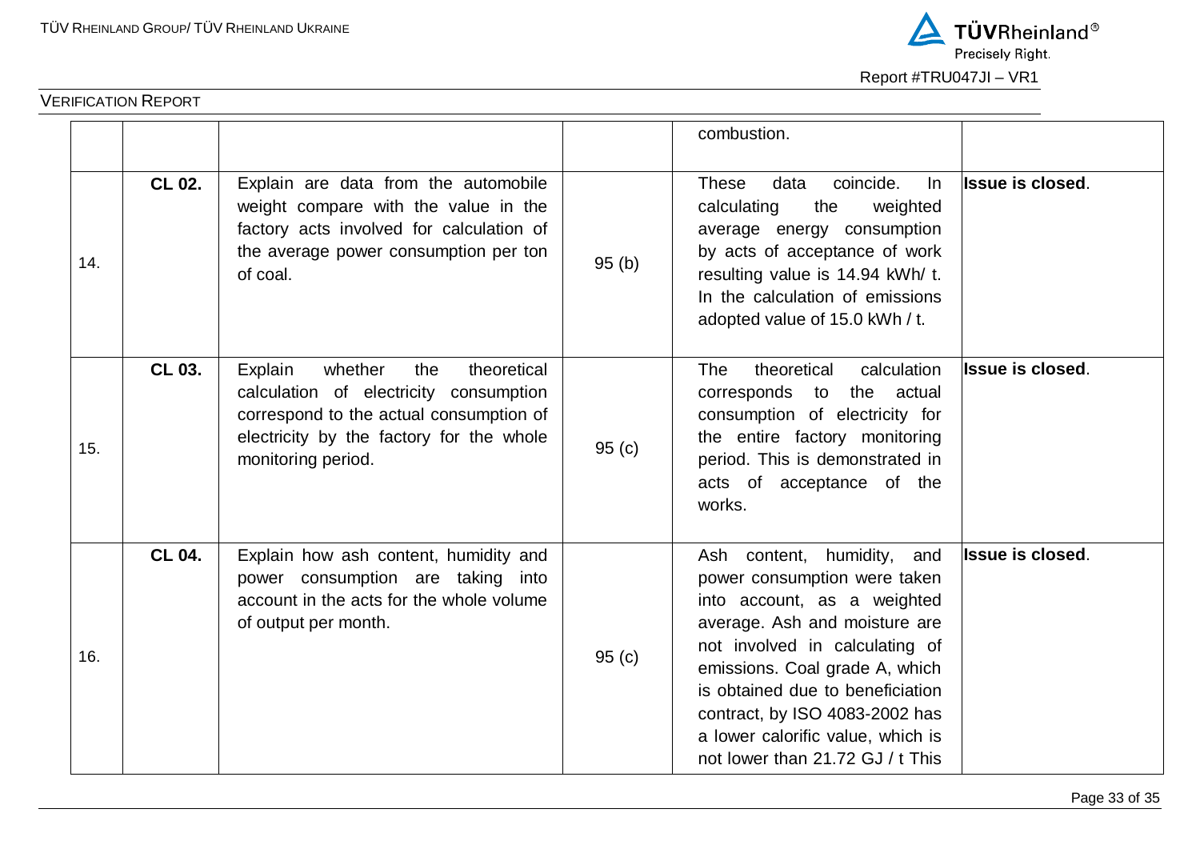| | | | | combustion. | |
|---|---|---|---|---|---|
| 14. | **CL 02.** | Explain are data from the automobile weight compare with the value in the factory acts involved for calculation of the average power consumption per ton of coal. | 95 (b) | These data coincide. In calculating the weighted average energy consumption by acts of acceptance of work resulting value is 14.94 kWh/ t. In the calculation of emissions adopted value of 15.0 kWh / t. | **Issue is closed**. |
| 15. | **CL 03.** | Explain whether the theoretical calculation of electricity consumption correspond to the actual consumption of electricity by the factory for the whole monitoring period. | 95 (c) | The theoretical calculation corresponds to the actual consumption of electricity for the entire factory monitoring period. This is demonstrated in acts of acceptance of the works. | **Issue is closed**. |
| 16. | **CL 04.** | Explain how ash content, humidity and power consumption are taking into account in the acts for the whole volume of output per month. | 95 (c) | Ash content, humidity, and power consumption were taken into account, as a weighted average. Ash and moisture are not involved in calculating of emissions. Coal grade A, which is obtained due to beneficiation contract, by ISO 4083-2002 has a lower calorific value, which is not lower than 21.72 GJ / t This | **Issue is closed**. |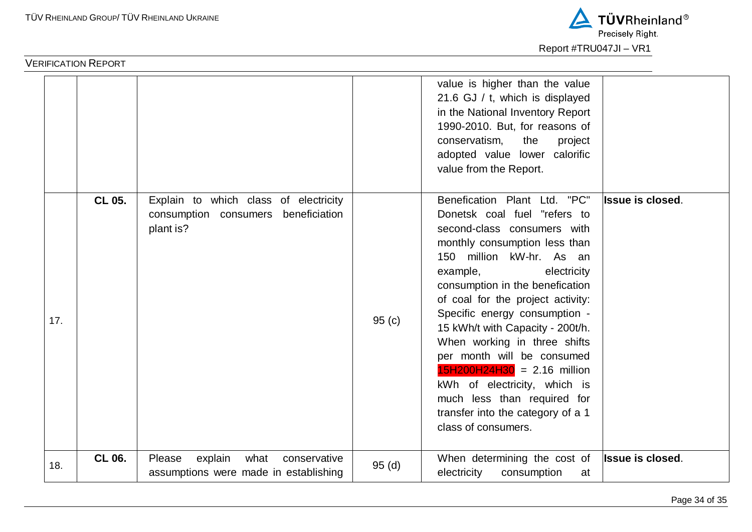| | | | | | |
|---|---|---|---|---|---|
| | | | | value is higher than the value 21.6 GJ / t, which is displayed in the National Inventory Report 1990-2010. But, for reasons of conservatism, the project adopted value lower calorific value from the Report. | |
| 17. | **CL 05.** | Explain to which class of electricity consumption consumers beneficiation plant is? | 95 (c) | Benefication Plant Ltd. "PC" Donetsk coal fuel "refers to second-class consumers with monthly consumption less than 150 million kW-hr. As an example, electricity consumption in the benefication of coal for the project activity: Specific energy consumption - 15 kWh/t with Capacity - 200t/h. When working in three shifts per month will be consumed 15H200H24H30 = 2.16 million kWh of electricity, which is much less than required for transfer into the category of a 1 class of consumers. | **Issue is closed**. |
| 18. | **CL 06.** | Please explain what conservative assumptions were made in establishing | 95 (d) | When determining the cost of electricity consumption at | **Issue is closed**. |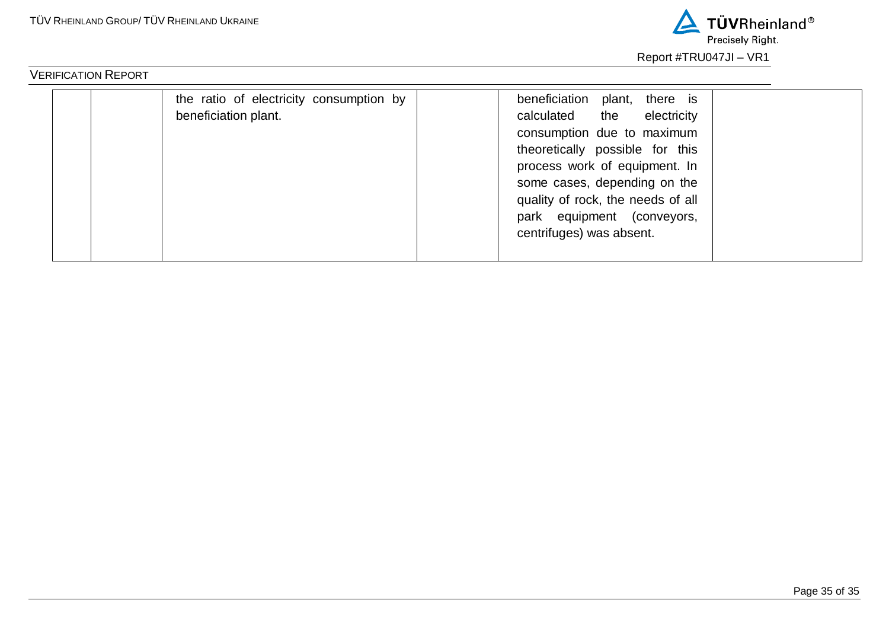| | | | | | |
|---|---|---|---|---|---|
| | | the ratio of electricity consumption by beneficiation plant. | | beneficiation plant, there is calculated the electricity consumption due to maximum theoretically possible for this process work of equipment. In some cases, depending on the quality of rock, the needs of all park equipment (conveyors, centrifuges) was absent. | |